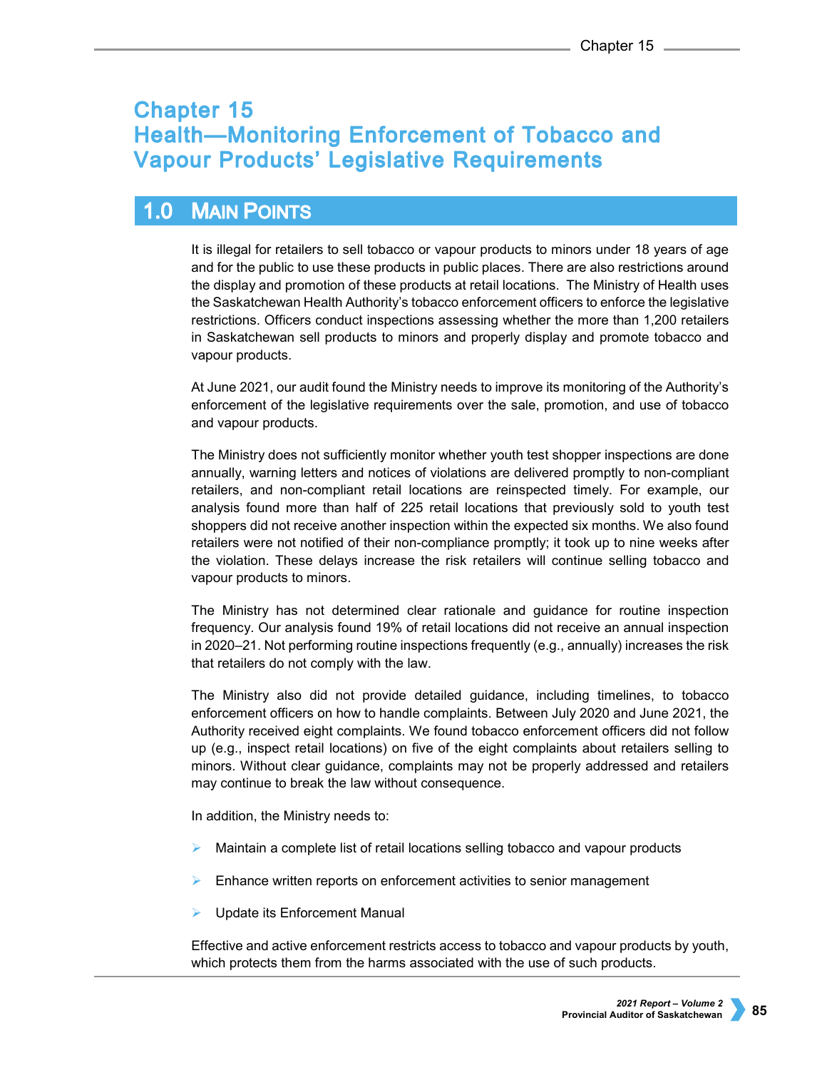# Chapter 15
# Health—Monitoring Enforcement of Tobacco and Vapour Products' Legislative Requirements

## 1.0 Main Points

It is illegal for retailers to sell tobacco or vapour products to minors under 18 years of age and for the public to use these products in public places. There are also restrictions around the display and promotion of these products at retail locations. The Ministry of Health uses the Saskatchewan Health Authority's tobacco enforcement officers to enforce the legislative restrictions. Officers conduct inspections assessing whether the more than 1,200 retailers in Saskatchewan sell products to minors and properly display and promote tobacco and vapour products.

At June 2021, our audit found the Ministry needs to improve its monitoring of the Authority's enforcement of the legislative requirements over the sale, promotion, and use of tobacco and vapour products.

The Ministry does not sufficiently monitor whether youth test shopper inspections are done annually, warning letters and notices of violations are delivered promptly to non-compliant retailers, and non-compliant retail locations are reinspected timely. For example, our analysis found more than half of 225 retail locations that previously sold to youth test shoppers did not receive another inspection within the expected six months. We also found retailers were not notified of their non-compliance promptly; it took up to nine weeks after the violation. These delays increase the risk retailers will continue selling tobacco and vapour products to minors.

The Ministry has not determined clear rationale and guidance for routine inspection frequency. Our analysis found 19% of retail locations did not receive an annual inspection in 2020–21. Not performing routine inspections frequently (e.g., annually) increases the risk that retailers do not comply with the law.

The Ministry also did not provide detailed guidance, including timelines, to tobacco enforcement officers on how to handle complaints. Between July 2020 and June 2021, the Authority received eight complaints. We found tobacco enforcement officers did not follow up (e.g., inspect retail locations) on five of the eight complaints about retailers selling to minors. Without clear guidance, complaints may not be properly addressed and retailers may continue to break the law without consequence.

In addition, the Ministry needs to:

- Maintain a complete list of retail locations selling tobacco and vapour products
- Enhance written reports on enforcement activities to senior management
- Update its Enforcement Manual

Effective and active enforcement restricts access to tobacco and vapour products by youth, which protects them from the harms associated with the use of such products.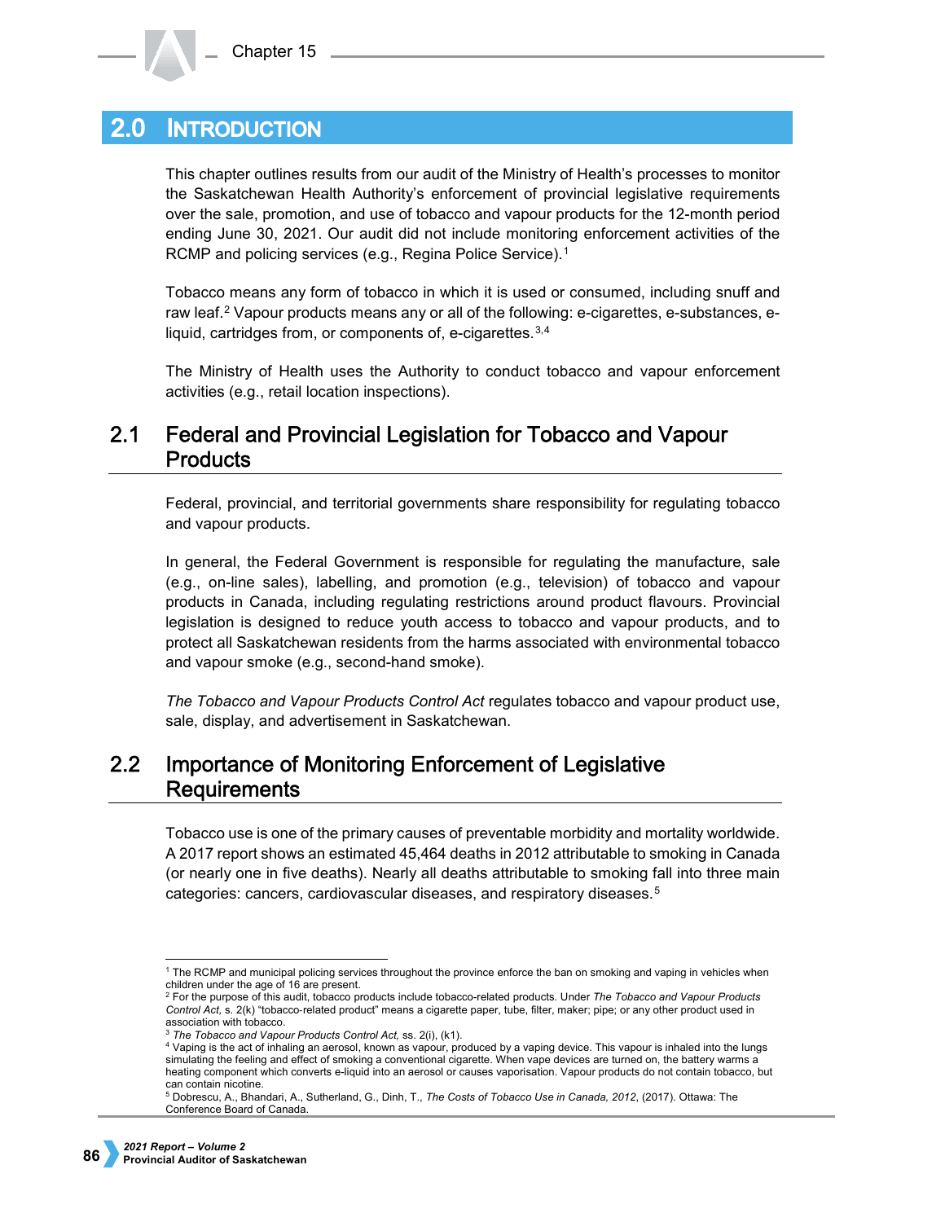## 2.0 INTRODUCTION

This chapter outlines results from our audit of the Ministry of Health's processes to monitor the Saskatchewan Health Authority's enforcement of provincial legislative requirements over the sale, promotion, and use of tobacco and vapour products for the 12-month period ending June 30, 2021. Our audit did not include monitoring enforcement activities of the RCMP and policing services (e.g., Regina Police Service).[1]

Tobacco means any form of tobacco in which it is used or consumed, including snuff and raw leaf.[2] Vapour products means any or all of the following: e-cigarettes, e-substances, e-liquid, cartridges from, or components of, e-cigarettes.[3,4]

The Ministry of Health uses the Authority to conduct tobacco and vapour enforcement activities (e.g., retail location inspections).

### 2.1 Federal and Provincial Legislation for Tobacco and Vapour Products

Federal, provincial, and territorial governments share responsibility for regulating tobacco and vapour products.

In general, the Federal Government is responsible for regulating the manufacture, sale (e.g., on-line sales), labelling, and promotion (e.g., television) of tobacco and vapour products in Canada, including regulating restrictions around product flavours. Provincial legislation is designed to reduce youth access to tobacco and vapour products, and to protect all Saskatchewan residents from the harms associated with environmental tobacco and vapour smoke (e.g., second-hand smoke).

*The Tobacco and Vapour Products Control Act* regulates tobacco and vapour product use, sale, display, and advertisement in Saskatchewan.

### 2.2 Importance of Monitoring Enforcement of Legislative Requirements

Tobacco use is one of the primary causes of preventable morbidity and mortality worldwide. A 2017 report shows an estimated 45,464 deaths in 2012 attributable to smoking in Canada (or nearly one in five deaths). Nearly all deaths attributable to smoking fall into three main categories: cancers, cardiovascular diseases, and respiratory diseases.[5]

---

[1] The RCMP and municipal policing services throughout the province enforce the ban on smoking and vaping in vehicles when children under the age of 16 are present.

[2] For the purpose of this audit, tobacco products include tobacco-related products. Under *The Tobacco and Vapour Products Control Act*, s. 2(k) "tobacco-related product" means a cigarette paper, tube, filter, maker; pipe; or any other product used in association with tobacco.

[3] *The Tobacco and Vapour Products Control Act*, ss. 2(i), (k1).

[4] Vaping is the act of inhaling an aerosol, known as vapour, produced by a vaping device. This vapour is inhaled into the lungs simulating the feeling and effect of smoking a conventional cigarette. When vape devices are turned on, the battery warms a heating component which converts e-liquid into an aerosol or causes vaporisation. Vapour products do not contain tobacco, but can contain nicotine.

[5] Dobrescu, A., Bhandari, A., Sutherland, G., Dinh, T., *The Costs of Tobacco Use in Canada, 2012*, (2017). Ottawa: The Conference Board of Canada.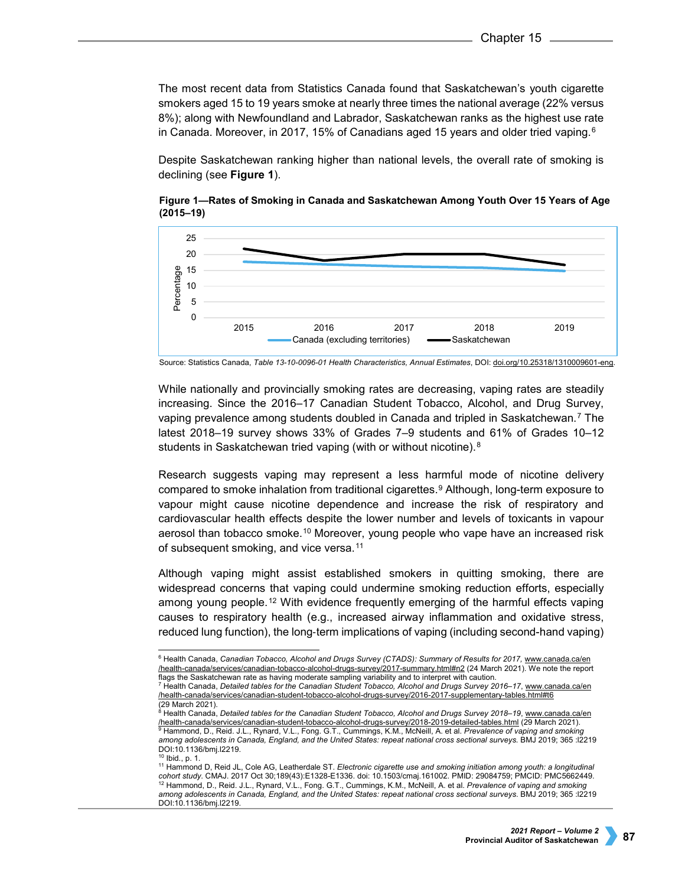The most recent data from Statistics Canada found that Saskatchewan's youth cigarette smokers aged 15 to 19 years smoke at nearly three times the national average (22% versus 8%); along with Newfoundland and Labrador, Saskatchewan ranks as the highest use rate in Canada. Moreover, in 2017, 15% of Canadians aged 15 years and older tried vaping.[6]

Despite Saskatchewan ranking higher than national levels, the overall rate of smoking is declining (see **Figure 1**).

**Figure 1—Rates of Smoking in Canada and Saskatchewan Among Youth Over 15 Years of Age (2015–19)**

Source: Statistics Canada, *Table 13-10-0096-01 Health Characteristics, Annual Estimates*, DOI: doi.org/10.25318/1310009601-eng.

While nationally and provincially smoking rates are decreasing, vaping rates are steadily increasing. Since the 2016–17 Canadian Student Tobacco, Alcohol, and Drug Survey, vaping prevalence among students doubled in Canada and tripled in Saskatchewan.[7] The latest 2018–19 survey shows 33% of Grades 7–9 students and 61% of Grades 10–12 students in Saskatchewan tried vaping (with or without nicotine).[8]

Research suggests vaping may represent a less harmful mode of nicotine delivery compared to smoke inhalation from traditional cigarettes.[9] Although, long-term exposure to vapour might cause nicotine dependence and increase the risk of respiratory and cardiovascular health effects despite the lower number and levels of toxicants in vapour aerosol than tobacco smoke.[10] Moreover, young people who vape have an increased risk of subsequent smoking, and vice versa.[11]

Although vaping might assist established smokers in quitting smoking, there are widespread concerns that vaping could undermine smoking reduction efforts, especially among young people.[12] With evidence frequently emerging of the harmful effects vaping causes to respiratory health (e.g., increased airway inflammation and oxidative stress, reduced lung function), the long-term implications of vaping (including second-hand vaping)

---

[6] Health Canada, *Canadian Tobacco, Alcohol and Drugs Survey (CTADS): Summary of Results for 2017*, www.canada.ca/en/health-canada/services/canadian-tobacco-alcohol-drugs-survey/2017-summary.html#n2 (24 March 2021). We note the report flags the Saskatchewan rate as having moderate sampling variability and to interpret with caution.

[7] Health Canada, *Detailed tables for the Canadian Student Tobacco, Alcohol and Drugs Survey 2016–17*, www.canada.ca/en/health-canada/services/canadian-student-tobacco-alcohol-drugs-survey/2016-2017-supplementary-tables.html#t6 (29 March 2021).

[8] Health Canada, *Detailed tables for the Canadian Student Tobacco, Alcohol and Drugs Survey 2018–19*, www.canada.ca/en/health-canada/services/canadian-student-tobacco-alcohol-drugs-survey/2018-2019-detailed-tables.html (29 March 2021).

[9] Hammond, D., Reid. J.L., Rynard, V.L., Fong. G.T., Cummings, K.M., McNeill, A. et al. *Prevalence of vaping and smoking among adolescents in Canada, England, and the United States: repeat national cross sectional surveys.* BMJ 2019; 365 :l2219 DOI:10.1136/bmj.l2219.

[10] Ibid., p. 1.

[11] Hammond D, Reid JL, Cole AG, Leatherdale ST. *Electronic cigarette use and smoking initiation among youth: a longitudinal cohort study.* CMAJ. 2017 Oct 30;189(43):E1328-E1336. doi: 10.1503/cmaj.161002. PMID: 29084759; PMCID: PMC5662449.

[12] Hammond, D., Reid. J.L., Rynard, V.L., Fong. G.T., Cummings, K.M., McNeill, A. et al. *Prevalence of vaping and smoking among adolescents in Canada, England, and the United States: repeat national cross sectional surveys.* BMJ 2019; 365 :l2219 DOI:10.1136/bmj.l2219.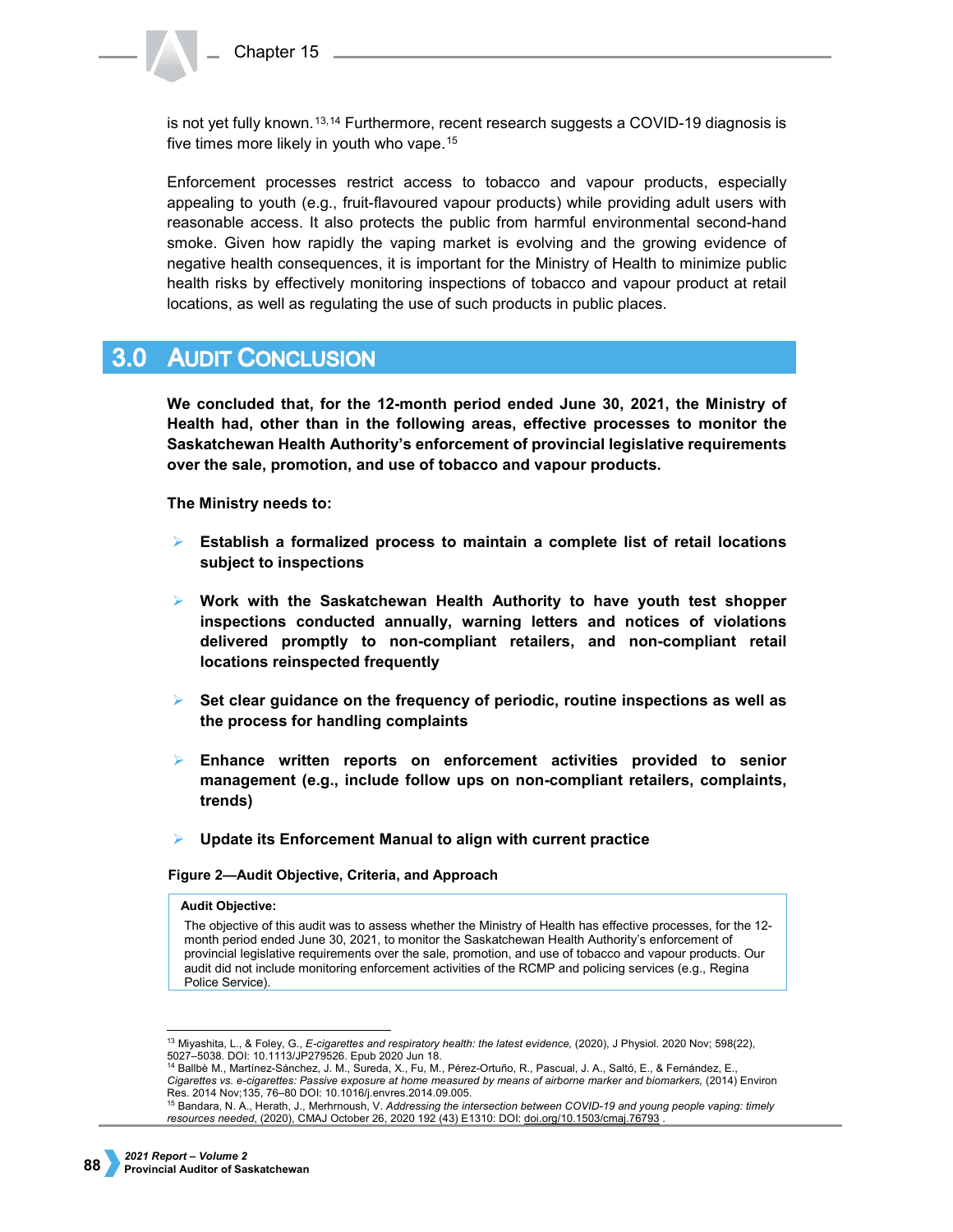is not yet fully known.[13,14] Furthermore, recent research suggests a COVID-19 diagnosis is five times more likely in youth who vape.[15]

Enforcement processes restrict access to tobacco and vapour products, especially appealing to youth (e.g., fruit-flavoured vapour products) while providing adult users with reasonable access. It also protects the public from harmful environmental second-hand smoke. Given how rapidly the vaping market is evolving and the growing evidence of negative health consequences, it is important for the Ministry of Health to minimize public health risks by effectively monitoring inspections of tobacco and vapour product at retail locations, as well as regulating the use of such products in public places.

## 3.0 Audit Conclusion

**We concluded that, for the 12-month period ended June 30, 2021, the Ministry of Health had, other than in the following areas, effective processes to monitor the Saskatchewan Health Authority's enforcement of provincial legislative requirements over the sale, promotion, and use of tobacco and vapour products.**

**The Ministry needs to:**

- **Establish a formalized process to maintain a complete list of retail locations subject to inspections**
- **Work with the Saskatchewan Health Authority to have youth test shopper inspections conducted annually, warning letters and notices of violations delivered promptly to non-compliant retailers, and non-compliant retail locations reinspected frequently**
- **Set clear guidance on the frequency of periodic, routine inspections as well as the process for handling complaints**
- **Enhance written reports on enforcement activities provided to senior management (e.g., include follow ups on non-compliant retailers, complaints, trends)**
- **Update its Enforcement Manual to align with current practice**

**Figure 2—Audit Objective, Criteria, and Approach**

**Audit Objective:**

The objective of this audit was to assess whether the Ministry of Health has effective processes, for the 12-month period ended June 30, 2021, to monitor the Saskatchewan Health Authority's enforcement of provincial legislative requirements over the sale, promotion, and use of tobacco and vapour products. Our audit did not include monitoring enforcement activities of the RCMP and policing services (e.g., Regina Police Service).

---

[13] Miyashita, L., & Foley, G., *E-cigarettes and respiratory health: the latest evidence,* (2020), J Physiol. 2020 Nov; 598(22), 5027–5038. DOI: 10.1113/JP279526. Epub 2020 Jun 18.

[14] Ballbè M., Martínez-Sánchez, J. M., Sureda, X., Fu, M., Pérez-Ortuño, R., Pascual, J. A., Saltó, E., & Fernández, E., *Cigarettes vs. e-cigarettes: Passive exposure at home measured by means of airborne marker and biomarkers,* (2014) Environ Res. 2014 Nov;135, 76–80 DOI: 10.1016/j.envres.2014.09.005.

[15] Bandara, N. A., Herath, J., Merhrnoush, V. *Addressing the intersection between COVID-19 and young people vaping: timely resources needed*, (2020), CMAJ October 26, 2020 192 (43) E1310: DOI: doi.org/10.1503/cmaj.76793 .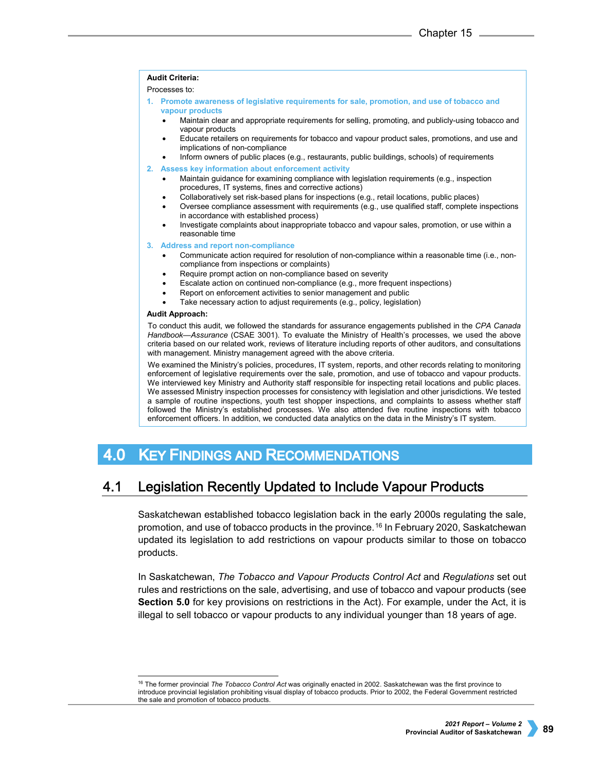**Audit Criteria:**

Processes to:

1. **Promote awareness of legislative requirements for sale, promotion, and use of tobacco and vapour products**
   - Maintain clear and appropriate requirements for selling, promoting, and publicly-using tobacco and vapour products
   - Educate retailers on requirements for tobacco and vapour product sales, promotions, and use and implications of non-compliance
   - Inform owners of public places (e.g., restaurants, public buildings, schools) of requirements
2. **Assess key information about enforcement activity**
   - Maintain guidance for examining compliance with legislation requirements (e.g., inspection procedures, IT systems, fines and corrective actions)
   - Collaboratively set risk-based plans for inspections (e.g., retail locations, public places)
   - Oversee compliance assessment with requirements (e.g., use qualified staff, complete inspections in accordance with established process)
   - Investigate complaints about inappropriate tobacco and vapour sales, promotion, or use within a reasonable time
3. **Address and report non-compliance**
   - Communicate action required for resolution of non-compliance within a reasonable time (i.e., non-compliance from inspections or complaints)
   - Require prompt action on non-compliance based on severity
   - Escalate action on continued non-compliance (e.g., more frequent inspections)
   - Report on enforcement activities to senior management and public
   - Take necessary action to adjust requirements (e.g., policy, legislation)

**Audit Approach:**

To conduct this audit, we followed the standards for assurance engagements published in the *CPA Canada Handbook—Assurance* (CSAE 3001). To evaluate the Ministry of Health's processes, we used the above criteria based on our related work, reviews of literature including reports of other auditors, and consultations with management. Ministry management agreed with the above criteria.

We examined the Ministry's policies, procedures, IT system, reports, and other records relating to monitoring enforcement of legislative requirements over the sale, promotion, and use of tobacco and vapour products. We interviewed key Ministry and Authority staff responsible for inspecting retail locations and public places. We assessed Ministry inspection processes for consistency with legislation and other jurisdictions. We tested a sample of routine inspections, youth test shopper inspections, and complaints to assess whether staff followed the Ministry's established processes. We also attended five routine inspections with tobacco enforcement officers. In addition, we conducted data analytics on the data in the Ministry's IT system.

# 4.0 Key Findings and Recommendations

## 4.1 Legislation Recently Updated to Include Vapour Products

Saskatchewan established tobacco legislation back in the early 2000s regulating the sale, promotion, and use of tobacco products in the province.[16] In February 2020, Saskatchewan updated its legislation to add restrictions on vapour products similar to those on tobacco products.

In Saskatchewan, *The Tobacco and Vapour Products Control Act* and *Regulations* set out rules and restrictions on the sale, advertising, and use of tobacco and vapour products (see **Section 5.0** for key provisions on restrictions in the Act). For example, under the Act, it is illegal to sell tobacco or vapour products to any individual younger than 18 years of age.

[16] The former provincial *The Tobacco Control Act* was originally enacted in 2002. Saskatchewan was the first province to introduce provincial legislation prohibiting visual display of tobacco products. Prior to 2002, the Federal Government restricted the sale and promotion of tobacco products.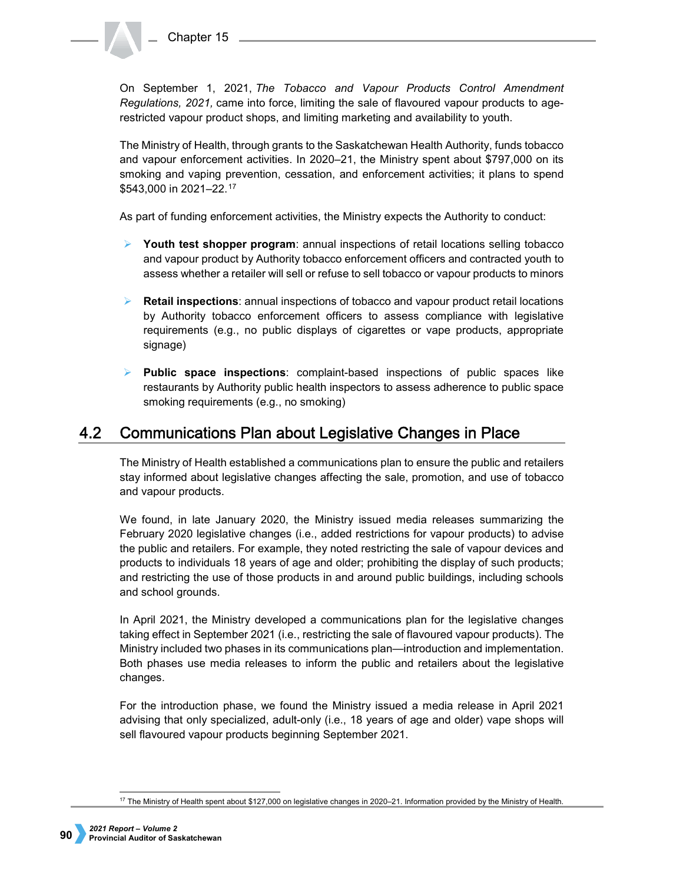On September 1, 2021, *The Tobacco and Vapour Products Control Amendment Regulations, 2021,* came into force, limiting the sale of flavoured vapour products to age-restricted vapour product shops, and limiting marketing and availability to youth.

The Ministry of Health, through grants to the Saskatchewan Health Authority, funds tobacco and vapour enforcement activities. In 2020–21, the Ministry spent about $797,000 on its smoking and vaping prevention, cessation, and enforcement activities; it plans to spend $543,000 in 2021–22.[17]

As part of funding enforcement activities, the Ministry expects the Authority to conduct:

- **Youth test shopper program**: annual inspections of retail locations selling tobacco and vapour product by Authority tobacco enforcement officers and contracted youth to assess whether a retailer will sell or refuse to sell tobacco or vapour products to minors
- **Retail inspections**: annual inspections of tobacco and vapour product retail locations by Authority tobacco enforcement officers to assess compliance with legislative requirements (e.g., no public displays of cigarettes or vape products, appropriate signage)
- **Public space inspections**: complaint-based inspections of public spaces like restaurants by Authority public health inspectors to assess adherence to public space smoking requirements (e.g., no smoking)

## 4.2 Communications Plan about Legislative Changes in Place

The Ministry of Health established a communications plan to ensure the public and retailers stay informed about legislative changes affecting the sale, promotion, and use of tobacco and vapour products.

We found, in late January 2020, the Ministry issued media releases summarizing the February 2020 legislative changes (i.e., added restrictions for vapour products) to advise the public and retailers. For example, they noted restricting the sale of vapour devices and products to individuals 18 years of age and older; prohibiting the display of such products; and restricting the use of those products in and around public buildings, including schools and school grounds.

In April 2021, the Ministry developed a communications plan for the legislative changes taking effect in September 2021 (i.e., restricting the sale of flavoured vapour products). The Ministry included two phases in its communications plan—introduction and implementation. Both phases use media releases to inform the public and retailers about the legislative changes.

For the introduction phase, we found the Ministry issued a media release in April 2021 advising that only specialized, adult-only (i.e., 18 years of age and older) vape shops will sell flavoured vapour products beginning September 2021.

[17] The Ministry of Health spent about $127,000 on legislative changes in 2020–21. Information provided by the Ministry of Health.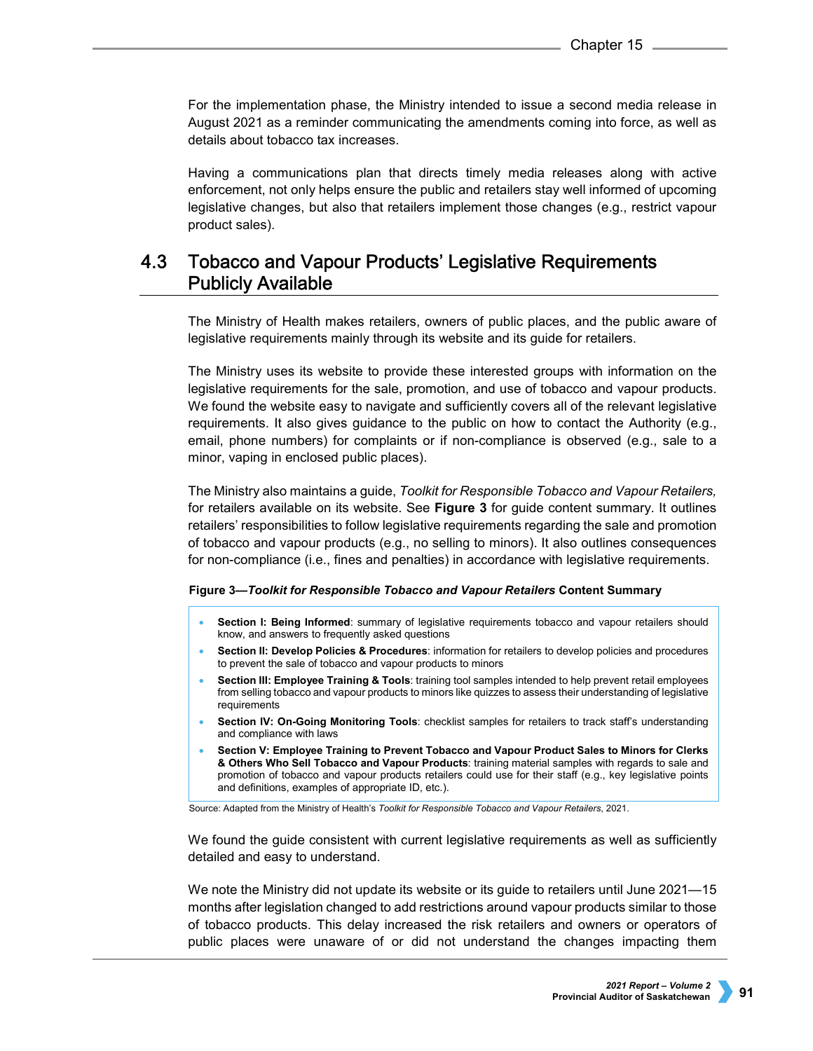For the implementation phase, the Ministry intended to issue a second media release in August 2021 as a reminder communicating the amendments coming into force, as well as details about tobacco tax increases.

Having a communications plan that directs timely media releases along with active enforcement, not only helps ensure the public and retailers stay well informed of upcoming legislative changes, but also that retailers implement those changes (e.g., restrict vapour product sales).

## 4.3 Tobacco and Vapour Products' Legislative Requirements Publicly Available

The Ministry of Health makes retailers, owners of public places, and the public aware of legislative requirements mainly through its website and its guide for retailers.

The Ministry uses its website to provide these interested groups with information on the legislative requirements for the sale, promotion, and use of tobacco and vapour products. We found the website easy to navigate and sufficiently covers all of the relevant legislative requirements. It also gives guidance to the public on how to contact the Authority (e.g., email, phone numbers) for complaints or if non-compliance is observed (e.g., sale to a minor, vaping in enclosed public places).

The Ministry also maintains a guide, *Toolkit for Responsible Tobacco and Vapour Retailers,* for retailers available on its website. See **Figure 3** for guide content summary. It outlines retailers' responsibilities to follow legislative requirements regarding the sale and promotion of tobacco and vapour products (e.g., no selling to minors). It also outlines consequences for non-compliance (i.e., fines and penalties) in accordance with legislative requirements.

**Figure 3—*Toolkit for Responsible Tobacco and Vapour Retailers* Content Summary**

- **Section I: Being Informed**: summary of legislative requirements tobacco and vapour retailers should know, and answers to frequently asked questions
- **Section II: Develop Policies & Procedures**: information for retailers to develop policies and procedures to prevent the sale of tobacco and vapour products to minors
- **Section III: Employee Training & Tools**: training tool samples intended to help prevent retail employees from selling tobacco and vapour products to minors like quizzes to assess their understanding of legislative requirements
- **Section IV: On-Going Monitoring Tools**: checklist samples for retailers to track staff's understanding and compliance with laws
- **Section V: Employee Training to Prevent Tobacco and Vapour Product Sales to Minors for Clerks & Others Who Sell Tobacco and Vapour Products**: training material samples with regards to sale and promotion of tobacco and vapour products retailers could use for their staff (e.g., key legislative points and definitions, examples of appropriate ID, etc.).

Source: Adapted from the Ministry of Health's *Toolkit for Responsible Tobacco and Vapour Retailers*, 2021.

We found the guide consistent with current legislative requirements as well as sufficiently detailed and easy to understand.

We note the Ministry did not update its website or its guide to retailers until June 2021—15 months after legislation changed to add restrictions around vapour products similar to those of tobacco products. This delay increased the risk retailers and owners or operators of public places were unaware of or did not understand the changes impacting them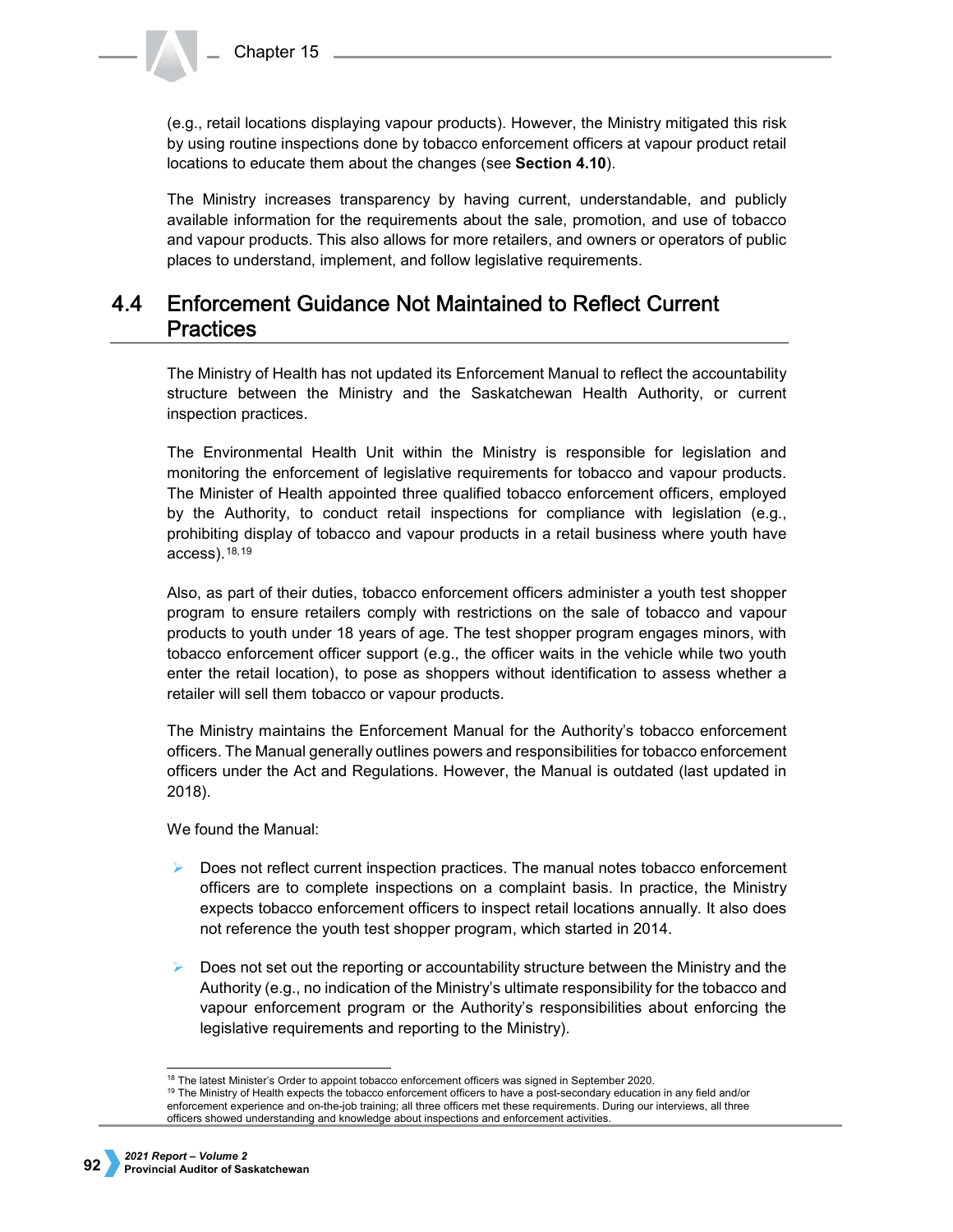(e.g., retail locations displaying vapour products). However, the Ministry mitigated this risk by using routine inspections done by tobacco enforcement officers at vapour product retail locations to educate them about the changes (see **Section 4.10**).

The Ministry increases transparency by having current, understandable, and publicly available information for the requirements about the sale, promotion, and use of tobacco and vapour products. This also allows for more retailers, and owners or operators of public places to understand, implement, and follow legislative requirements.

## 4.4 Enforcement Guidance Not Maintained to Reflect Current Practices

The Ministry of Health has not updated its Enforcement Manual to reflect the accountability structure between the Ministry and the Saskatchewan Health Authority, or current inspection practices.

The Environmental Health Unit within the Ministry is responsible for legislation and monitoring the enforcement of legislative requirements for tobacco and vapour products. The Minister of Health appointed three qualified tobacco enforcement officers, employed by the Authority, to conduct retail inspections for compliance with legislation (e.g., prohibiting display of tobacco and vapour products in a retail business where youth have access).[18,19]

Also, as part of their duties, tobacco enforcement officers administer a youth test shopper program to ensure retailers comply with restrictions on the sale of tobacco and vapour products to youth under 18 years of age. The test shopper program engages minors, with tobacco enforcement officer support (e.g., the officer waits in the vehicle while two youth enter the retail location), to pose as shoppers without identification to assess whether a retailer will sell them tobacco or vapour products.

The Ministry maintains the Enforcement Manual for the Authority's tobacco enforcement officers. The Manual generally outlines powers and responsibilities for tobacco enforcement officers under the Act and Regulations. However, the Manual is outdated (last updated in 2018).

We found the Manual:

- Does not reflect current inspection practices. The manual notes tobacco enforcement officers are to complete inspections on a complaint basis. In practice, the Ministry expects tobacco enforcement officers to inspect retail locations annually. It also does not reference the youth test shopper program, which started in 2014.
- Does not set out the reporting or accountability structure between the Ministry and the Authority (e.g., no indication of the Ministry's ultimate responsibility for the tobacco and vapour enforcement program or the Authority's responsibilities about enforcing the legislative requirements and reporting to the Ministry).

---

[18] The latest Minister's Order to appoint tobacco enforcement officers was signed in September 2020.

[19] The Ministry of Health expects the tobacco enforcement officers to have a post-secondary education in any field and/or enforcement experience and on-the-job training; all three officers met these requirements. During our interviews, all three officers showed understanding and knowledge about inspections and enforcement activities.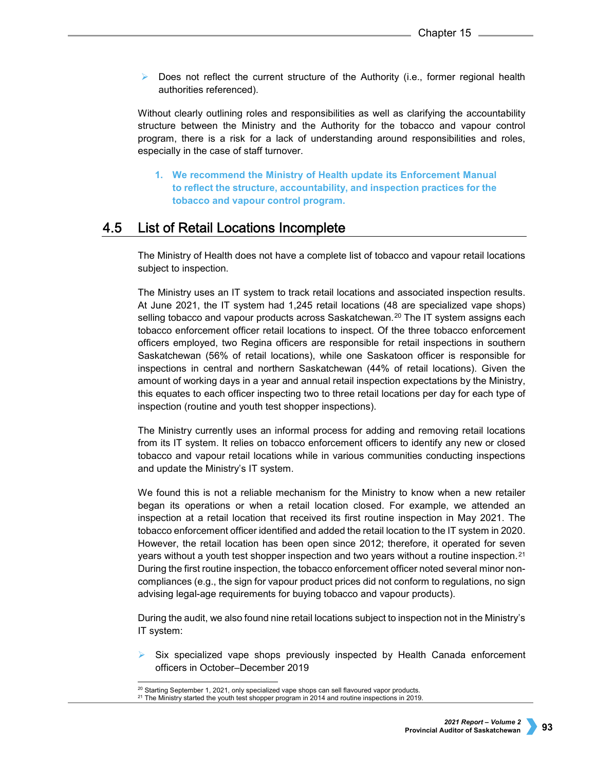- Does not reflect the current structure of the Authority (i.e., former regional health authorities referenced).

Without clearly outlining roles and responsibilities as well as clarifying the accountability structure between the Ministry and the Authority for the tobacco and vapour control program, there is a risk for a lack of understanding around responsibilities and roles, especially in the case of staff turnover.

> **1. We recommend the Ministry of Health update its Enforcement Manual to reflect the structure, accountability, and inspection practices for the tobacco and vapour control program.**

## 4.5 List of Retail Locations Incomplete

The Ministry of Health does not have a complete list of tobacco and vapour retail locations subject to inspection.

The Ministry uses an IT system to track retail locations and associated inspection results. At June 2021, the IT system had 1,245 retail locations (48 are specialized vape shops) selling tobacco and vapour products across Saskatchewan.[20] The IT system assigns each tobacco enforcement officer retail locations to inspect. Of the three tobacco enforcement officers employed, two Regina officers are responsible for retail inspections in southern Saskatchewan (56% of retail locations), while one Saskatoon officer is responsible for inspections in central and northern Saskatchewan (44% of retail locations). Given the amount of working days in a year and annual retail inspection expectations by the Ministry, this equates to each officer inspecting two to three retail locations per day for each type of inspection (routine and youth test shopper inspections).

The Ministry currently uses an informal process for adding and removing retail locations from its IT system. It relies on tobacco enforcement officers to identify any new or closed tobacco and vapour retail locations while in various communities conducting inspections and update the Ministry's IT system.

We found this is not a reliable mechanism for the Ministry to know when a new retailer began its operations or when a retail location closed. For example, we attended an inspection at a retail location that received its first routine inspection in May 2021. The tobacco enforcement officer identified and added the retail location to the IT system in 2020. However, the retail location has been open since 2012; therefore, it operated for seven years without a youth test shopper inspection and two years without a routine inspection.[21] During the first routine inspection, the tobacco enforcement officer noted several minor non-compliances (e.g., the sign for vapour product prices did not conform to regulations, no sign advising legal-age requirements for buying tobacco and vapour products).

During the audit, we also found nine retail locations subject to inspection not in the Ministry's IT system:

- Six specialized vape shops previously inspected by Health Canada enforcement officers in October–December 2019

[20] Starting September 1, 2021, only specialized vape shops can sell flavoured vapor products.
[21] The Ministry started the youth test shopper program in 2014 and routine inspections in 2019.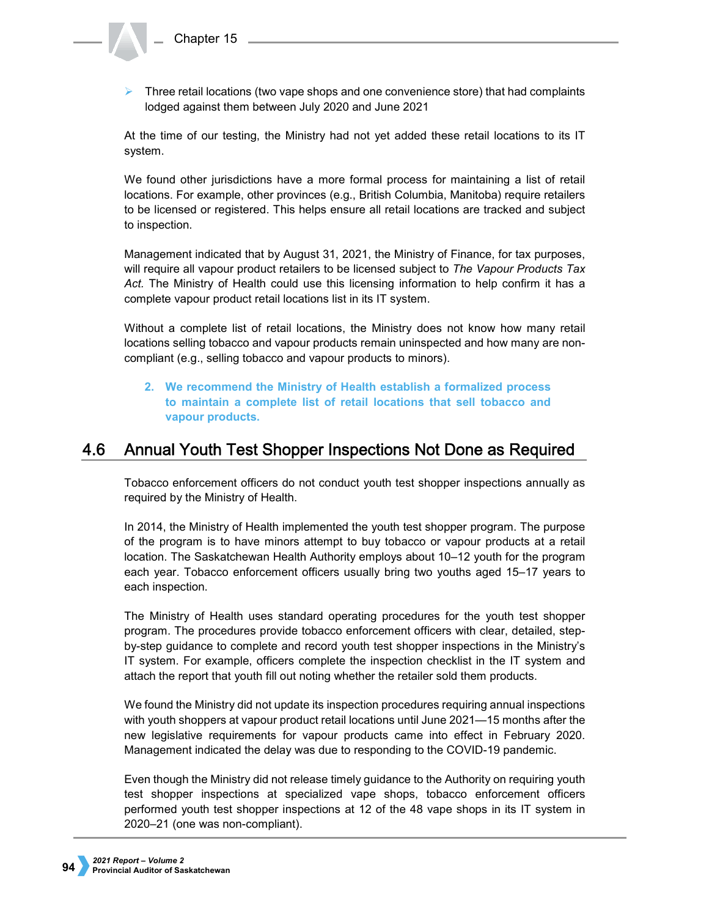- Three retail locations (two vape shops and one convenience store) that had complaints lodged against them between July 2020 and June 2021

At the time of our testing, the Ministry had not yet added these retail locations to its IT system.

We found other jurisdictions have a more formal process for maintaining a list of retail locations. For example, other provinces (e.g., British Columbia, Manitoba) require retailers to be licensed or registered. This helps ensure all retail locations are tracked and subject to inspection.

Management indicated that by August 31, 2021, the Ministry of Finance, for tax purposes, will require all vapour product retailers to be licensed subject to *The Vapour Products Tax Act*. The Ministry of Health could use this licensing information to help confirm it has a complete vapour product retail locations list in its IT system.

Without a complete list of retail locations, the Ministry does not know how many retail locations selling tobacco and vapour products remain uninspected and how many are non-compliant (e.g., selling tobacco and vapour products to minors).

> **2. We recommend the Ministry of Health establish a formalized process to maintain a complete list of retail locations that sell tobacco and vapour products.**

## 4.6 Annual Youth Test Shopper Inspections Not Done as Required

Tobacco enforcement officers do not conduct youth test shopper inspections annually as required by the Ministry of Health.

In 2014, the Ministry of Health implemented the youth test shopper program. The purpose of the program is to have minors attempt to buy tobacco or vapour products at a retail location. The Saskatchewan Health Authority employs about 10–12 youth for the program each year. Tobacco enforcement officers usually bring two youths aged 15–17 years to each inspection.

The Ministry of Health uses standard operating procedures for the youth test shopper program. The procedures provide tobacco enforcement officers with clear, detailed, step-by-step guidance to complete and record youth test shopper inspections in the Ministry's IT system. For example, officers complete the inspection checklist in the IT system and attach the report that youth fill out noting whether the retailer sold them products.

We found the Ministry did not update its inspection procedures requiring annual inspections with youth shoppers at vapour product retail locations until June 2021—15 months after the new legislative requirements for vapour products came into effect in February 2020. Management indicated the delay was due to responding to the COVID-19 pandemic.

Even though the Ministry did not release timely guidance to the Authority on requiring youth test shopper inspections at specialized vape shops, tobacco enforcement officers performed youth test shopper inspections at 12 of the 48 vape shops in its IT system in 2020–21 (one was non-compliant).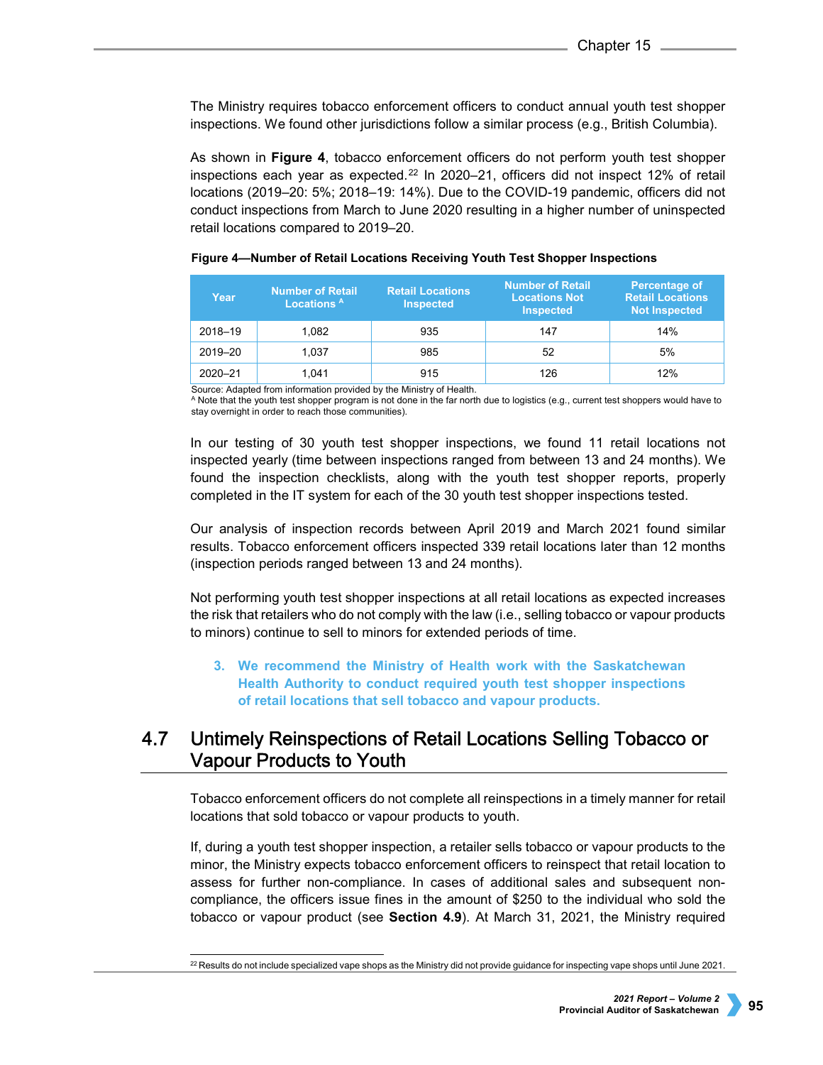The Ministry requires tobacco enforcement officers to conduct annual youth test shopper inspections. We found other jurisdictions follow a similar process (e.g., British Columbia).

As shown in **Figure 4**, tobacco enforcement officers do not perform youth test shopper inspections each year as expected.[22] In 2020–21, officers did not inspect 12% of retail locations (2019–20: 5%; 2018–19: 14%). Due to the COVID-19 pandemic, officers did not conduct inspections from March to June 2020 resulting in a higher number of uninspected retail locations compared to 2019–20.

**Figure 4—Number of Retail Locations Receiving Youth Test Shopper Inspections**

| Year | Number of Retail Locations [A] | Retail Locations Inspected | Number of Retail Locations Not Inspected | Percentage of Retail Locations Not Inspected |
|---|---|---|---|---|
| 2018–19 | 1,082 | 935 | 147 | 14% |
| 2019–20 | 1,037 | 985 | 52 | 5% |
| 2020–21 | 1,041 | 915 | 126 | 12% |

Source: Adapted from information provided by the Ministry of Health.
[A] Note that the youth test shopper program is not done in the far north due to logistics (e.g., current test shoppers would have to stay overnight in order to reach those communities).

In our testing of 30 youth test shopper inspections, we found 11 retail locations not inspected yearly (time between inspections ranged from between 13 and 24 months). We found the inspection checklists, along with the youth test shopper reports, properly completed in the IT system for each of the 30 youth test shopper inspections tested.

Our analysis of inspection records between April 2019 and March 2021 found similar results. Tobacco enforcement officers inspected 339 retail locations later than 12 months (inspection periods ranged between 13 and 24 months).

Not performing youth test shopper inspections at all retail locations as expected increases the risk that retailers who do not comply with the law (i.e., selling tobacco or vapour products to minors) continue to sell to minors for extended periods of time.

> **3. We recommend the Ministry of Health work with the Saskatchewan Health Authority to conduct required youth test shopper inspections of retail locations that sell tobacco and vapour products.**

## 4.7 Untimely Reinspections of Retail Locations Selling Tobacco or Vapour Products to Youth

Tobacco enforcement officers do not complete all reinspections in a timely manner for retail locations that sold tobacco or vapour products to youth.

If, during a youth test shopper inspection, a retailer sells tobacco or vapour products to the minor, the Ministry expects tobacco enforcement officers to reinspect that retail location to assess for further non-compliance. In cases of additional sales and subsequent non-compliance, the officers issue fines in the amount of $250 to the individual who sold the tobacco or vapour product (see **Section 4.9**). At March 31, 2021, the Ministry required

[22] Results do not include specialized vape shops as the Ministry did not provide guidance for inspecting vape shops until June 2021.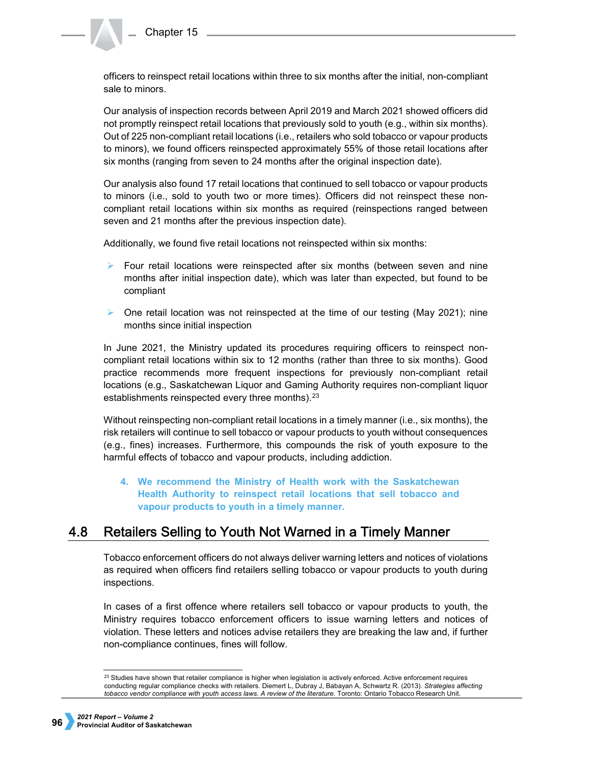officers to reinspect retail locations within three to six months after the initial, non-compliant sale to minors.

Our analysis of inspection records between April 2019 and March 2021 showed officers did not promptly reinspect retail locations that previously sold to youth (e.g., within six months). Out of 225 non-compliant retail locations (i.e., retailers who sold tobacco or vapour products to minors), we found officers reinspected approximately 55% of those retail locations after six months (ranging from seven to 24 months after the original inspection date).

Our analysis also found 17 retail locations that continued to sell tobacco or vapour products to minors (i.e., sold to youth two or more times). Officers did not reinspect these non-compliant retail locations within six months as required (reinspections ranged between seven and 21 months after the previous inspection date).

Additionally, we found five retail locations not reinspected within six months:

- Four retail locations were reinspected after six months (between seven and nine months after initial inspection date), which was later than expected, but found to be compliant
- One retail location was not reinspected at the time of our testing (May 2021); nine months since initial inspection

In June 2021, the Ministry updated its procedures requiring officers to reinspect non-compliant retail locations within six to 12 months (rather than three to six months). Good practice recommends more frequent inspections for previously non-compliant retail locations (e.g., Saskatchewan Liquor and Gaming Authority requires non-compliant liquor establishments reinspected every three months).[23]

Without reinspecting non-compliant retail locations in a timely manner (i.e., six months), the risk retailers will continue to sell tobacco or vapour products to youth without consequences (e.g., fines) increases. Furthermore, this compounds the risk of youth exposure to the harmful effects of tobacco and vapour products, including addiction.

> **4. We recommend the Ministry of Health work with the Saskatchewan Health Authority to reinspect retail locations that sell tobacco and vapour products to youth in a timely manner.**

## 4.8 Retailers Selling to Youth Not Warned in a Timely Manner

Tobacco enforcement officers do not always deliver warning letters and notices of violations as required when officers find retailers selling tobacco or vapour products to youth during inspections.

In cases of a first offence where retailers sell tobacco or vapour products to youth, the Ministry requires tobacco enforcement officers to issue warning letters and notices of violation. These letters and notices advise retailers they are breaking the law and, if further non-compliance continues, fines will follow.

---

[23] Studies have shown that retailer compliance is higher when legislation is actively enforced. Active enforcement requires conducting regular compliance checks with retailers. Diemert L, Dubray J, Babayan A, Schwartz R. (2013). *Strategies affecting tobacco vendor compliance with youth access laws. A review of the literature.* Toronto: Ontario Tobacco Research Unit.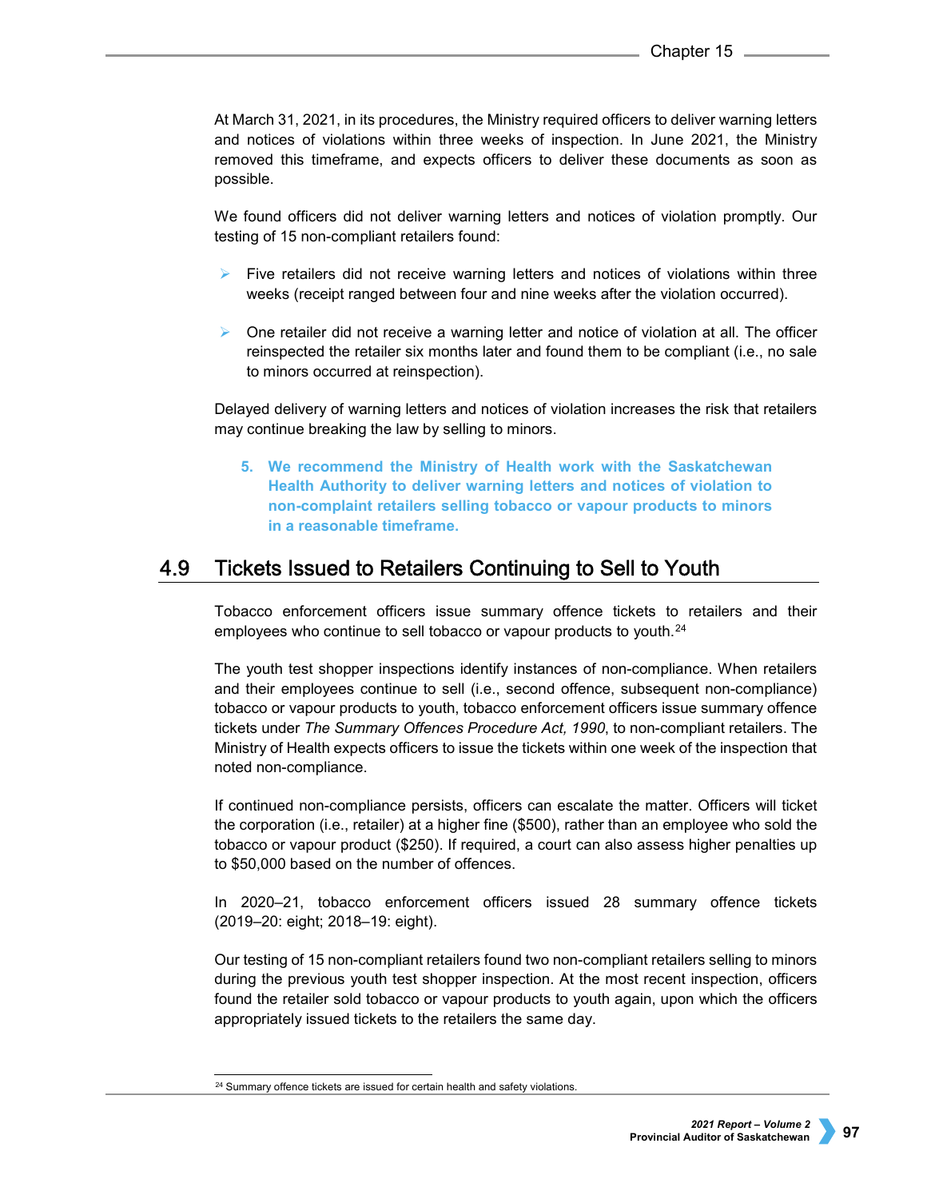At March 31, 2021, in its procedures, the Ministry required officers to deliver warning letters and notices of violations within three weeks of inspection. In June 2021, the Ministry removed this timeframe, and expects officers to deliver these documents as soon as possible.

We found officers did not deliver warning letters and notices of violation promptly. Our testing of 15 non-compliant retailers found:

- Five retailers did not receive warning letters and notices of violations within three weeks (receipt ranged between four and nine weeks after the violation occurred).
- One retailer did not receive a warning letter and notice of violation at all. The officer reinspected the retailer six months later and found them to be compliant (i.e., no sale to minors occurred at reinspection).

Delayed delivery of warning letters and notices of violation increases the risk that retailers may continue breaking the law by selling to minors.

> **5. We recommend the Ministry of Health work with the Saskatchewan Health Authority to deliver warning letters and notices of violation to non-complaint retailers selling tobacco or vapour products to minors in a reasonable timeframe.**

## 4.9 Tickets Issued to Retailers Continuing to Sell to Youth

Tobacco enforcement officers issue summary offence tickets to retailers and their employees who continue to sell tobacco or vapour products to youth.[24]

The youth test shopper inspections identify instances of non-compliance. When retailers and their employees continue to sell (i.e., second offence, subsequent non-compliance) tobacco or vapour products to youth, tobacco enforcement officers issue summary offence tickets under *The Summary Offences Procedure Act, 1990*, to non-compliant retailers. The Ministry of Health expects officers to issue the tickets within one week of the inspection that noted non-compliance.

If continued non-compliance persists, officers can escalate the matter. Officers will ticket the corporation (i.e., retailer) at a higher fine ($500), rather than an employee who sold the tobacco or vapour product ($250). If required, a court can also assess higher penalties up to $50,000 based on the number of offences.

In 2020–21, tobacco enforcement officers issued 28 summary offence tickets (2019–20: eight; 2018–19: eight).

Our testing of 15 non-compliant retailers found two non-compliant retailers selling to minors during the previous youth test shopper inspection. At the most recent inspection, officers found the retailer sold tobacco or vapour products to youth again, upon which the officers appropriately issued tickets to the retailers the same day.

[24] Summary offence tickets are issued for certain health and safety violations.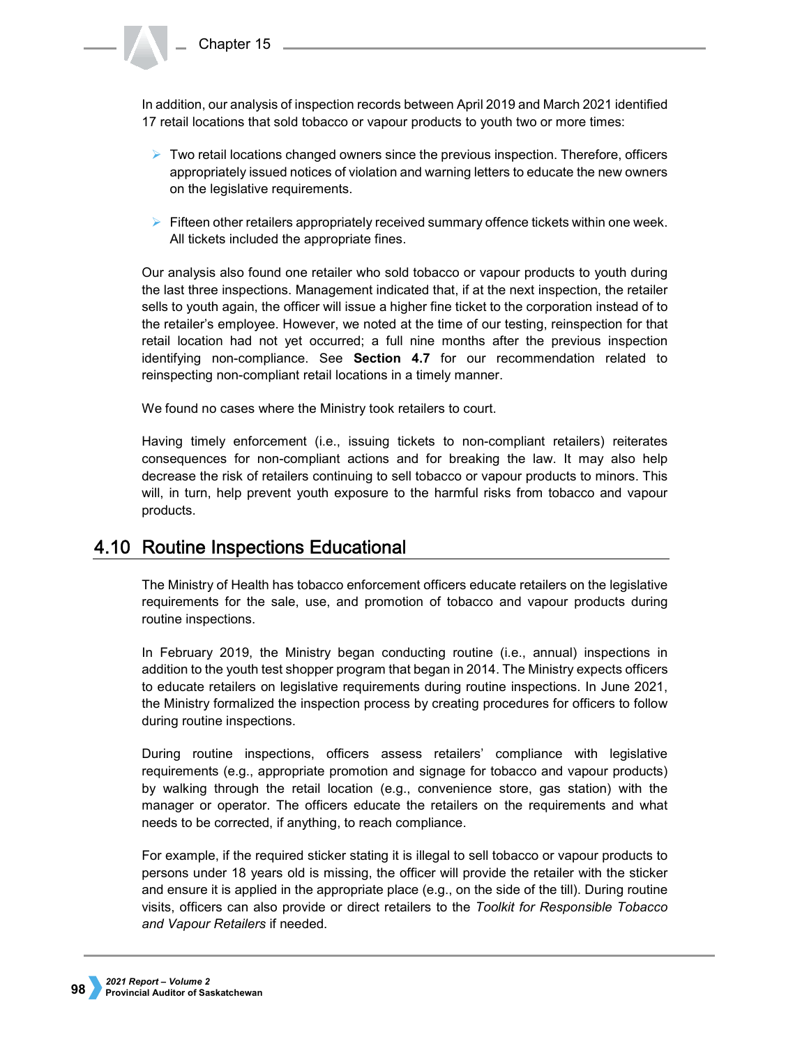In addition, our analysis of inspection records between April 2019 and March 2021 identified 17 retail locations that sold tobacco or vapour products to youth two or more times:

- Two retail locations changed owners since the previous inspection. Therefore, officers appropriately issued notices of violation and warning letters to educate the new owners on the legislative requirements.

- Fifteen other retailers appropriately received summary offence tickets within one week. All tickets included the appropriate fines.

Our analysis also found one retailer who sold tobacco or vapour products to youth during the last three inspections. Management indicated that, if at the next inspection, the retailer sells to youth again, the officer will issue a higher fine ticket to the corporation instead of to the retailer's employee. However, we noted at the time of our testing, reinspection for that retail location had not yet occurred; a full nine months after the previous inspection identifying non-compliance. See **Section 4.7** for our recommendation related to reinspecting non-compliant retail locations in a timely manner.

We found no cases where the Ministry took retailers to court.

Having timely enforcement (i.e., issuing tickets to non-compliant retailers) reiterates consequences for non-compliant actions and for breaking the law. It may also help decrease the risk of retailers continuing to sell tobacco or vapour products to minors. This will, in turn, help prevent youth exposure to the harmful risks from tobacco and vapour products.

## 4.10 Routine Inspections Educational

The Ministry of Health has tobacco enforcement officers educate retailers on the legislative requirements for the sale, use, and promotion of tobacco and vapour products during routine inspections.

In February 2019, the Ministry began conducting routine (i.e., annual) inspections in addition to the youth test shopper program that began in 2014. The Ministry expects officers to educate retailers on legislative requirements during routine inspections. In June 2021, the Ministry formalized the inspection process by creating procedures for officers to follow during routine inspections.

During routine inspections, officers assess retailers' compliance with legislative requirements (e.g., appropriate promotion and signage for tobacco and vapour products) by walking through the retail location (e.g., convenience store, gas station) with the manager or operator. The officers educate the retailers on the requirements and what needs to be corrected, if anything, to reach compliance.

For example, if the required sticker stating it is illegal to sell tobacco or vapour products to persons under 18 years old is missing, the officer will provide the retailer with the sticker and ensure it is applied in the appropriate place (e.g., on the side of the till). During routine visits, officers can also provide or direct retailers to the *Toolkit for Responsible Tobacco and Vapour Retailers* if needed.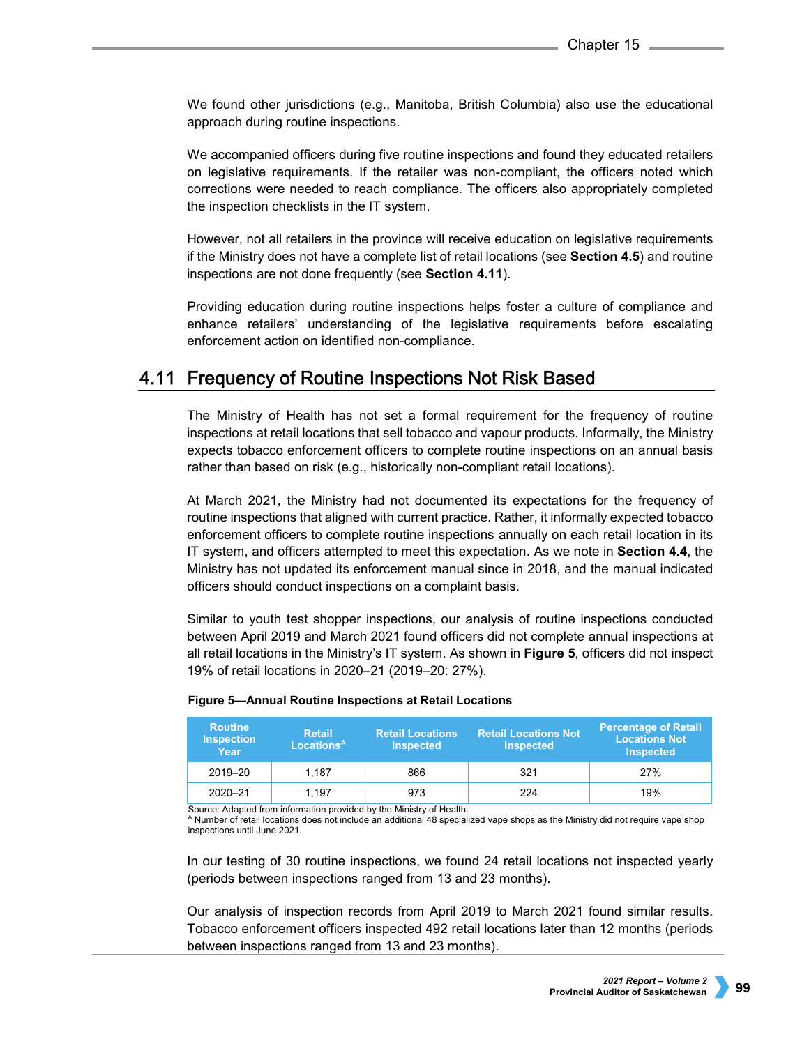We found other jurisdictions (e.g., Manitoba, British Columbia) also use the educational approach during routine inspections.

We accompanied officers during five routine inspections and found they educated retailers on legislative requirements. If the retailer was non-compliant, the officers noted which corrections were needed to reach compliance. The officers also appropriately completed the inspection checklists in the IT system.

However, not all retailers in the province will receive education on legislative requirements if the Ministry does not have a complete list of retail locations (see **Section 4.5**) and routine inspections are not done frequently (see **Section 4.11**).

Providing education during routine inspections helps foster a culture of compliance and enhance retailers' understanding of the legislative requirements before escalating enforcement action on identified non-compliance.

## 4.11 Frequency of Routine Inspections Not Risk Based

The Ministry of Health has not set a formal requirement for the frequency of routine inspections at retail locations that sell tobacco and vapour products. Informally, the Ministry expects tobacco enforcement officers to complete routine inspections on an annual basis rather than based on risk (e.g., historically non-compliant retail locations).

At March 2021, the Ministry had not documented its expectations for the frequency of routine inspections that aligned with current practice. Rather, it informally expected tobacco enforcement officers to complete routine inspections annually on each retail location in its IT system, and officers attempted to meet this expectation. As we note in **Section 4.4**, the Ministry has not updated its enforcement manual since in 2018, and the manual indicated officers should conduct inspections on a complaint basis.

Similar to youth test shopper inspections, our analysis of routine inspections conducted between April 2019 and March 2021 found officers did not complete annual inspections at all retail locations in the Ministry's IT system. As shown in **Figure 5**, officers did not inspect 19% of retail locations in 2020–21 (2019–20: 27%).

**Figure 5—Annual Routine Inspections at Retail Locations**

| Routine Inspection Year | Retail Locations[A] | Retail Locations Inspected | Retail Locations Not Inspected | Percentage of Retail Locations Not Inspected |
|---|---|---|---|---|
| 2019–20 | 1,187 | 866 | 321 | 27% |
| 2020–21 | 1,197 | 973 | 224 | 19% |

Source: Adapted from information provided by the Ministry of Health.
[A] Number of retail locations does not include an additional 48 specialized vape shops as the Ministry did not require vape shop inspections until June 2021.

In our testing of 30 routine inspections, we found 24 retail locations not inspected yearly (periods between inspections ranged from 13 and 23 months).

Our analysis of inspection records from April 2019 to March 2021 found similar results. Tobacco enforcement officers inspected 492 retail locations later than 12 months (periods between inspections ranged from 13 and 23 months).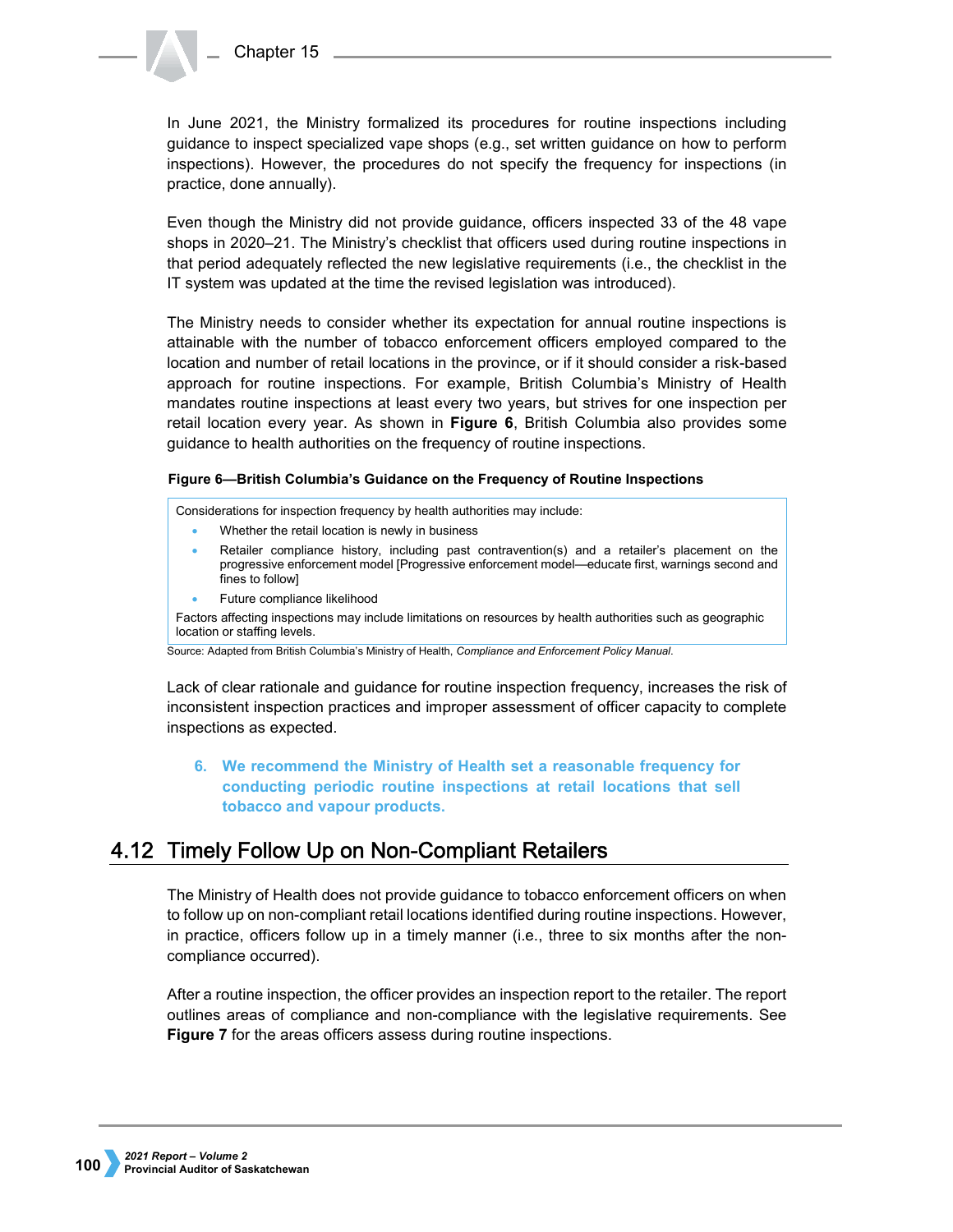In June 2021, the Ministry formalized its procedures for routine inspections including guidance to inspect specialized vape shops (e.g., set written guidance on how to perform inspections). However, the procedures do not specify the frequency for inspections (in practice, done annually).

Even though the Ministry did not provide guidance, officers inspected 33 of the 48 vape shops in 2020–21. The Ministry's checklist that officers used during routine inspections in that period adequately reflected the new legislative requirements (i.e., the checklist in the IT system was updated at the time the revised legislation was introduced).

The Ministry needs to consider whether its expectation for annual routine inspections is attainable with the number of tobacco enforcement officers employed compared to the location and number of retail locations in the province, or if it should consider a risk-based approach for routine inspections. For example, British Columbia's Ministry of Health mandates routine inspections at least every two years, but strives for one inspection per retail location every year. As shown in **Figure 6**, British Columbia also provides some guidance to health authorities on the frequency of routine inspections.

**Figure 6—British Columbia's Guidance on the Frequency of Routine Inspections**

Considerations for inspection frequency by health authorities may include:

- Whether the retail location is newly in business
- Retailer compliance history, including past contravention(s) and a retailer's placement on the progressive enforcement model [Progressive enforcement model—educate first, warnings second and fines to follow]
- Future compliance likelihood

Factors affecting inspections may include limitations on resources by health authorities such as geographic location or staffing levels.

Source: Adapted from British Columbia's Ministry of Health, *Compliance and Enforcement Policy Manual*.

Lack of clear rationale and guidance for routine inspection frequency, increases the risk of inconsistent inspection practices and improper assessment of officer capacity to complete inspections as expected.

6. **We recommend the Ministry of Health set a reasonable frequency for conducting periodic routine inspections at retail locations that sell tobacco and vapour products.**

## 4.12 Timely Follow Up on Non-Compliant Retailers

The Ministry of Health does not provide guidance to tobacco enforcement officers on when to follow up on non-compliant retail locations identified during routine inspections. However, in practice, officers follow up in a timely manner (i.e., three to six months after the non-compliance occurred).

After a routine inspection, the officer provides an inspection report to the retailer. The report outlines areas of compliance and non-compliance with the legislative requirements. See **Figure 7** for the areas officers assess during routine inspections.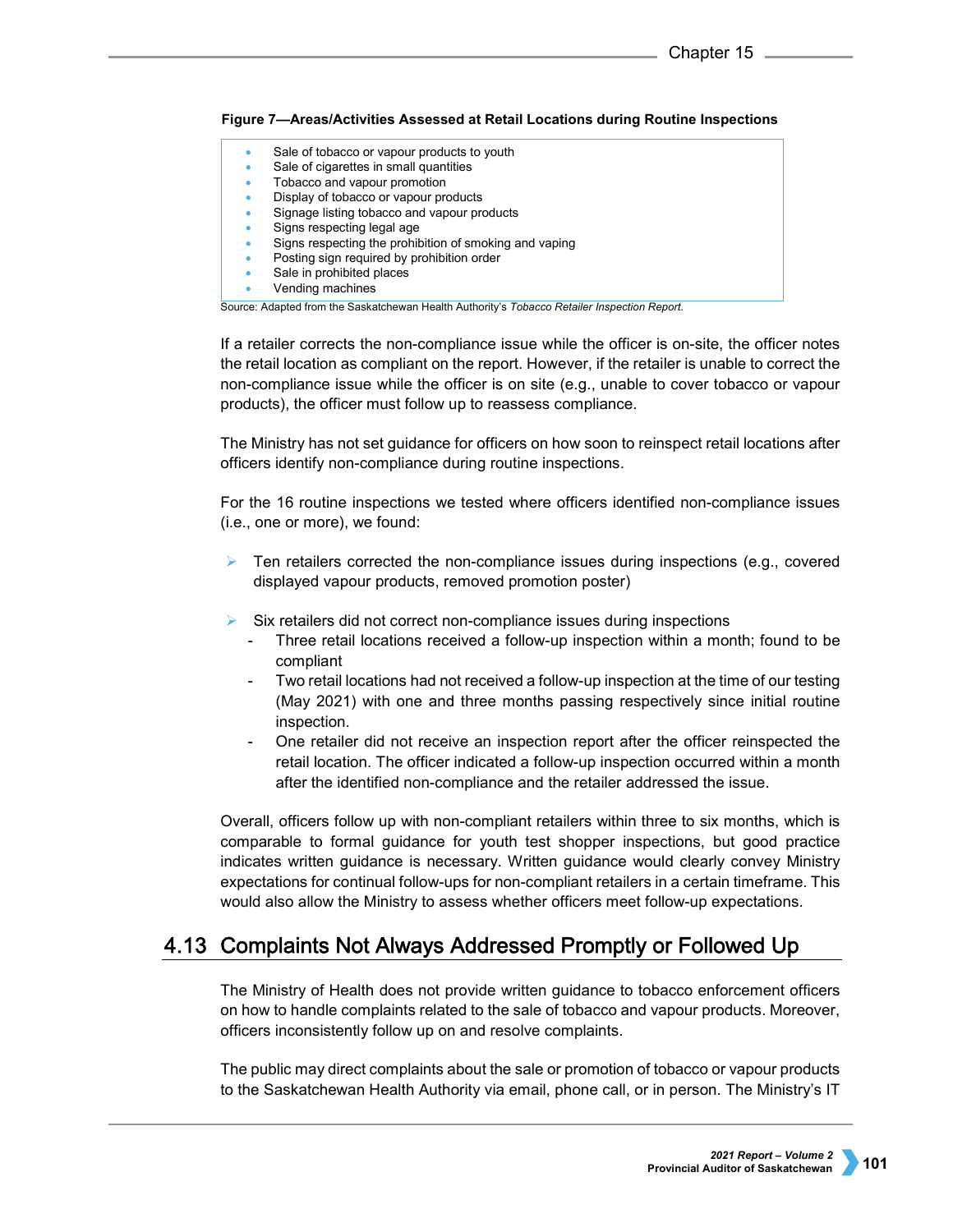**Figure 7—Areas/Activities Assessed at Retail Locations during Routine Inspections**

- Sale of tobacco or vapour products to youth
- Sale of cigarettes in small quantities
- Tobacco and vapour promotion
- Display of tobacco or vapour products
- Signage listing tobacco and vapour products
- Signs respecting legal age
- Signs respecting the prohibition of smoking and vaping
- Posting sign required by prohibition order
- Sale in prohibited places
- Vending machines

Source: Adapted from the Saskatchewan Health Authority's *Tobacco Retailer Inspection Report.*

If a retailer corrects the non-compliance issue while the officer is on-site, the officer notes the retail location as compliant on the report. However, if the retailer is unable to correct the non-compliance issue while the officer is on site (e.g., unable to cover tobacco or vapour products), the officer must follow up to reassess compliance.

The Ministry has not set guidance for officers on how soon to reinspect retail locations after officers identify non-compliance during routine inspections.

For the 16 routine inspections we tested where officers identified non-compliance issues (i.e., one or more), we found:

- Ten retailers corrected the non-compliance issues during inspections (e.g., covered displayed vapour products, removed promotion poster)
- Six retailers did not correct non-compliance issues during inspections
  - Three retail locations received a follow-up inspection within a month; found to be compliant
  - Two retail locations had not received a follow-up inspection at the time of our testing (May 2021) with one and three months passing respectively since initial routine inspection.
  - One retailer did not receive an inspection report after the officer reinspected the retail location. The officer indicated a follow-up inspection occurred within a month after the identified non-compliance and the retailer addressed the issue.

Overall, officers follow up with non-compliant retailers within three to six months, which is comparable to formal guidance for youth test shopper inspections, but good practice indicates written guidance is necessary. Written guidance would clearly convey Ministry expectations for continual follow-ups for non-compliant retailers in a certain timeframe. This would also allow the Ministry to assess whether officers meet follow-up expectations.

## 4.13 Complaints Not Always Addressed Promptly or Followed Up

The Ministry of Health does not provide written guidance to tobacco enforcement officers on how to handle complaints related to the sale of tobacco and vapour products. Moreover, officers inconsistently follow up on and resolve complaints.

The public may direct complaints about the sale or promotion of tobacco or vapour products to the Saskatchewan Health Authority via email, phone call, or in person. The Ministry's IT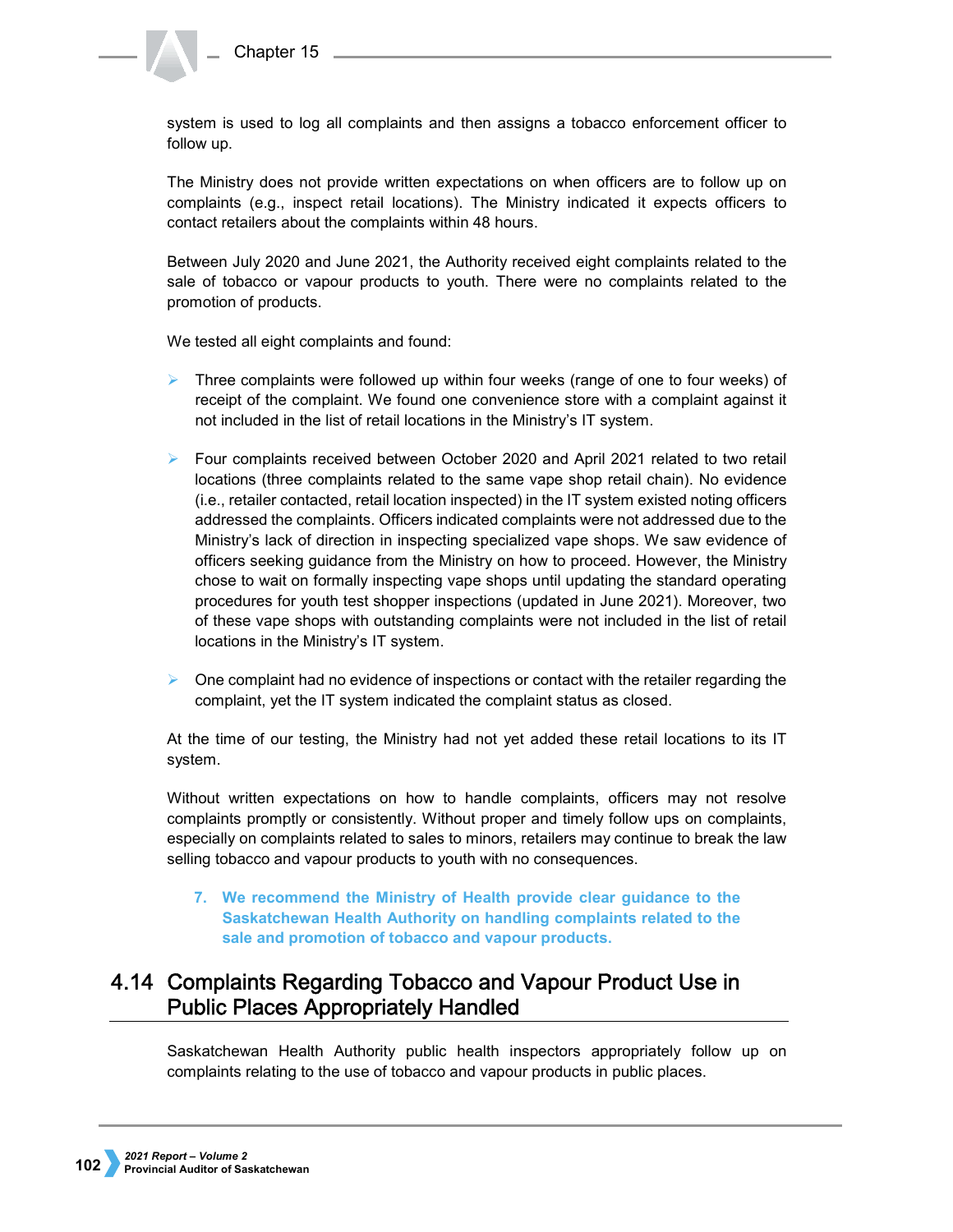system is used to log all complaints and then assigns a tobacco enforcement officer to follow up.

The Ministry does not provide written expectations on when officers are to follow up on complaints (e.g., inspect retail locations). The Ministry indicated it expects officers to contact retailers about the complaints within 48 hours.

Between July 2020 and June 2021, the Authority received eight complaints related to the sale of tobacco or vapour products to youth. There were no complaints related to the promotion of products.

We tested all eight complaints and found:

- Three complaints were followed up within four weeks (range of one to four weeks) of receipt of the complaint. We found one convenience store with a complaint against it not included in the list of retail locations in the Ministry's IT system.
- Four complaints received between October 2020 and April 2021 related to two retail locations (three complaints related to the same vape shop retail chain). No evidence (i.e., retailer contacted, retail location inspected) in the IT system existed noting officers addressed the complaints. Officers indicated complaints were not addressed due to the Ministry's lack of direction in inspecting specialized vape shops. We saw evidence of officers seeking guidance from the Ministry on how to proceed. However, the Ministry chose to wait on formally inspecting vape shops until updating the standard operating procedures for youth test shopper inspections (updated in June 2021). Moreover, two of these vape shops with outstanding complaints were not included in the list of retail locations in the Ministry's IT system.
- One complaint had no evidence of inspections or contact with the retailer regarding the complaint, yet the IT system indicated the complaint status as closed.

At the time of our testing, the Ministry had not yet added these retail locations to its IT system.

Without written expectations on how to handle complaints, officers may not resolve complaints promptly or consistently. Without proper and timely follow ups on complaints, especially on complaints related to sales to minors, retailers may continue to break the law selling tobacco and vapour products to youth with no consequences.

7. **We recommend the Ministry of Health provide clear guidance to the Saskatchewan Health Authority on handling complaints related to the sale and promotion of tobacco and vapour products.**

## 4.14 Complaints Regarding Tobacco and Vapour Product Use in Public Places Appropriately Handled

Saskatchewan Health Authority public health inspectors appropriately follow up on complaints relating to the use of tobacco and vapour products in public places.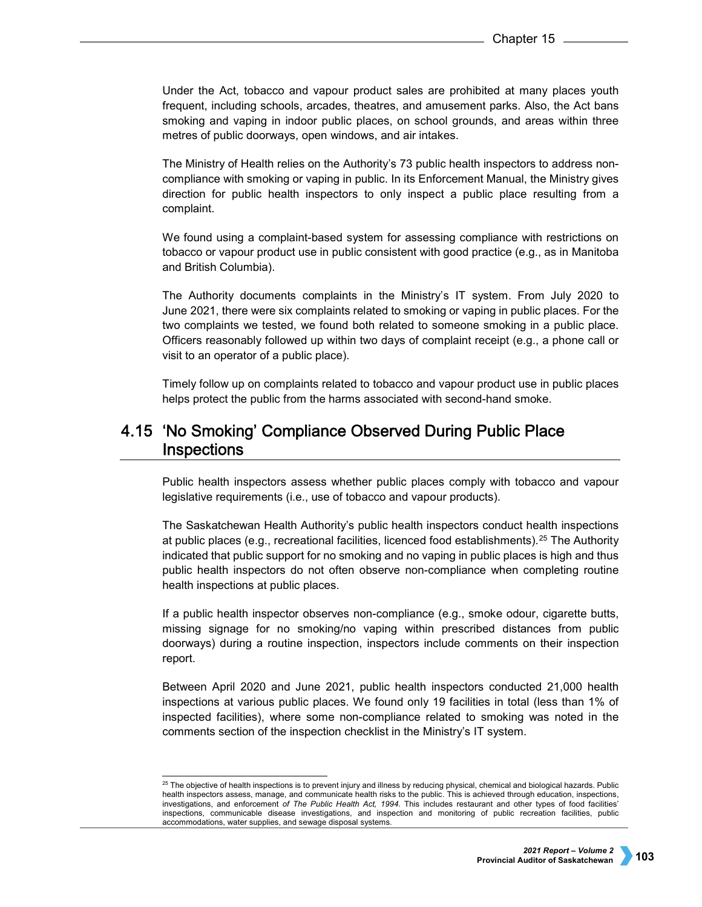Under the Act, tobacco and vapour product sales are prohibited at many places youth frequent, including schools, arcades, theatres, and amusement parks. Also, the Act bans smoking and vaping in indoor public places, on school grounds, and areas within three metres of public doorways, open windows, and air intakes.

The Ministry of Health relies on the Authority's 73 public health inspectors to address non-compliance with smoking or vaping in public. In its Enforcement Manual, the Ministry gives direction for public health inspectors to only inspect a public place resulting from a complaint.

We found using a complaint-based system for assessing compliance with restrictions on tobacco or vapour product use in public consistent with good practice (e.g., as in Manitoba and British Columbia).

The Authority documents complaints in the Ministry's IT system. From July 2020 to June 2021, there were six complaints related to smoking or vaping in public places. For the two complaints we tested, we found both related to someone smoking in a public place. Officers reasonably followed up within two days of complaint receipt (e.g., a phone call or visit to an operator of a public place).

Timely follow up on complaints related to tobacco and vapour product use in public places helps protect the public from the harms associated with second-hand smoke.

## 4.15 'No Smoking' Compliance Observed During Public Place Inspections

Public health inspectors assess whether public places comply with tobacco and vapour legislative requirements (i.e., use of tobacco and vapour products).

The Saskatchewan Health Authority's public health inspectors conduct health inspections at public places (e.g., recreational facilities, licenced food establishments).[25] The Authority indicated that public support for no smoking and no vaping in public places is high and thus public health inspectors do not often observe non-compliance when completing routine health inspections at public places.

If a public health inspector observes non-compliance (e.g., smoke odour, cigarette butts, missing signage for no smoking/no vaping within prescribed distances from public doorways) during a routine inspection, inspectors include comments on their inspection report.

Between April 2020 and June 2021, public health inspectors conducted 21,000 health inspections at various public places. We found only 19 facilities in total (less than 1% of inspected facilities), where some non-compliance related to smoking was noted in the comments section of the inspection checklist in the Ministry's IT system.

---

[25] The objective of health inspections is to prevent injury and illness by reducing physical, chemical and biological hazards. Public health inspectors assess, manage, and communicate health risks to the public. This is achieved through education, inspections, investigations, and enforcement *of The Public Health Act, 1994*. This includes restaurant and other types of food facilities' inspections, communicable disease investigations, and inspection and monitoring of public recreation facilities, public accommodations, water supplies, and sewage disposal systems.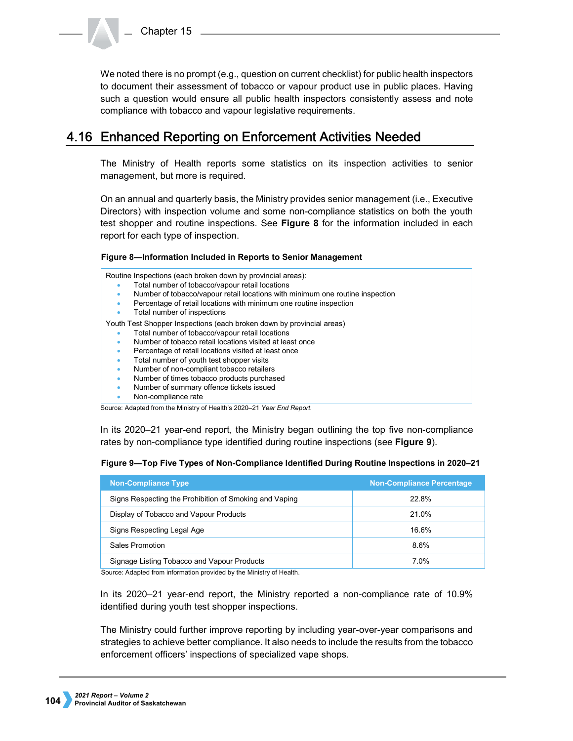We noted there is no prompt (e.g., question on current checklist) for public health inspectors to document their assessment of tobacco or vapour product use in public places. Having such a question would ensure all public health inspectors consistently assess and note compliance with tobacco and vapour legislative requirements.

## 4.16 Enhanced Reporting on Enforcement Activities Needed

The Ministry of Health reports some statistics on its inspection activities to senior management, but more is required.

On an annual and quarterly basis, the Ministry provides senior management (i.e., Executive Directors) with inspection volume and some non-compliance statistics on both the youth test shopper and routine inspections. See **Figure 8** for the information included in each report for each type of inspection.

**Figure 8—Information Included in Reports to Senior Management**

Routine Inspections (each broken down by provincial areas):

- Total number of tobacco/vapour retail locations
- Number of tobacco/vapour retail locations with minimum one routine inspection
- Percentage of retail locations with minimum one routine inspection
- Total number of inspections

Youth Test Shopper Inspections (each broken down by provincial areas)

- Total number of tobacco/vapour retail locations
- Number of tobacco retail locations visited at least once
- Percentage of retail locations visited at least once
- Total number of youth test shopper visits
- Number of non-compliant tobacco retailers
- Number of times tobacco products purchased
- Number of summary offence tickets issued
- Non-compliance rate

Source: Adapted from the Ministry of Health's 2020–21 *Year End Report*.

In its 2020–21 year-end report, the Ministry began outlining the top five non-compliance rates by non-compliance type identified during routine inspections (see **Figure 9**).

**Figure 9—Top Five Types of Non-Compliance Identified During Routine Inspections in 2020–21**

| Non-Compliance Type | Non-Compliance Percentage |
|---|---|
| Signs Respecting the Prohibition of Smoking and Vaping | 22.8% |
| Display of Tobacco and Vapour Products | 21.0% |
| Signs Respecting Legal Age | 16.6% |
| Sales Promotion | 8.6% |
| Signage Listing Tobacco and Vapour Products | 7.0% |

Source: Adapted from information provided by the Ministry of Health.

In its 2020–21 year-end report, the Ministry reported a non-compliance rate of 10.9% identified during youth test shopper inspections.

The Ministry could further improve reporting by including year-over-year comparisons and strategies to achieve better compliance. It also needs to include the results from the tobacco enforcement officers' inspections of specialized vape shops.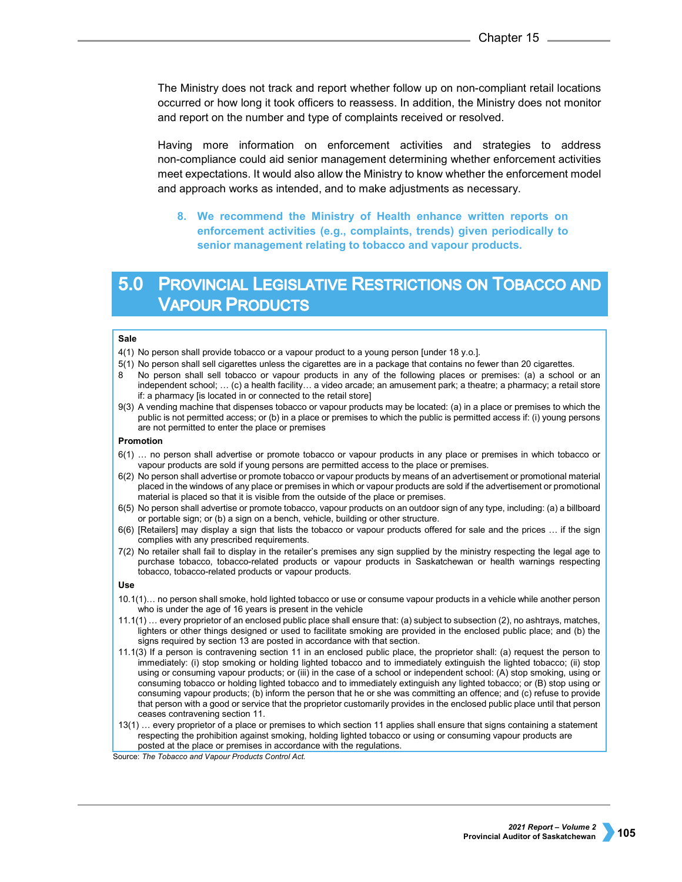The Ministry does not track and report whether follow up on non-compliant retail locations occurred or how long it took officers to reassess. In addition, the Ministry does not monitor and report on the number and type of complaints received or resolved.

Having more information on enforcement activities and strategies to address non-compliance could aid senior management determining whether enforcement activities meet expectations. It would also allow the Ministry to know whether the enforcement model and approach works as intended, and to make adjustments as necessary.

**8. We recommend the Ministry of Health enhance written reports on enforcement activities (e.g., complaints, trends) given periodically to senior management relating to tobacco and vapour products.**

## 5.0 Provincial Legislative Restrictions on Tobacco and Vapour Products

**Sale**

4(1) No person shall provide tobacco or a vapour product to a young person [under 18 y.o.].

5(1) No person shall sell cigarettes unless the cigarettes are in a package that contains no fewer than 20 cigarettes.

8 No person shall sell tobacco or vapour products in any of the following places or premises: (a) a school or an independent school; … (c) a health facility… a video arcade; an amusement park; a theatre; a pharmacy; a retail store if: a pharmacy [is located in or connected to the retail store]

9(3) A vending machine that dispenses tobacco or vapour products may be located: (a) in a place or premises to which the public is not permitted access; or (b) in a place or premises to which the public is permitted access if: (i) young persons are not permitted to enter the place or premises

**Promotion**

6(1) … no person shall advertise or promote tobacco or vapour products in any place or premises in which tobacco or vapour products are sold if young persons are permitted access to the place or premises.

6(2) No person shall advertise or promote tobacco or vapour products by means of an advertisement or promotional material placed in the windows of any place or premises in which or vapour products are sold if the advertisement or promotional material is placed so that it is visible from the outside of the place or premises.

6(5) No person shall advertise or promote tobacco, vapour products on an outdoor sign of any type, including: (a) a billboard or portable sign; or (b) a sign on a bench, vehicle, building or other structure.

6(6) [Retailers] may display a sign that lists the tobacco or vapour products offered for sale and the prices … if the sign complies with any prescribed requirements.

7(2) No retailer shall fail to display in the retailer's premises any sign supplied by the ministry respecting the legal age to purchase tobacco, tobacco-related products or vapour products in Saskatchewan or health warnings respecting tobacco, tobacco-related products or vapour products.

**Use**

10.1(1)… no person shall smoke, hold lighted tobacco or use or consume vapour products in a vehicle while another person who is under the age of 16 years is present in the vehicle

11.1(1) … every proprietor of an enclosed public place shall ensure that: (a) subject to subsection (2), no ashtrays, matches, lighters or other things designed or used to facilitate smoking are provided in the enclosed public place; and (b) the signs required by section 13 are posted in accordance with that section.

11.1(3) If a person is contravening section 11 in an enclosed public place, the proprietor shall: (a) request the person to immediately: (i) stop smoking or holding lighted tobacco and to immediately extinguish the lighted tobacco; (ii) stop using or consuming vapour products; or (iii) in the case of a school or independent school: (A) stop smoking, using or consuming tobacco or holding lighted tobacco and to immediately extinguish any lighted tobacco; or (B) stop using or consuming vapour products; (b) inform the person that he or she was committing an offence; and (c) refuse to provide that person with a good or service that the proprietor customarily provides in the enclosed public place until that person ceases contravening section 11.

13(1) … every proprietor of a place or premises to which section 11 applies shall ensure that signs containing a statement respecting the prohibition against smoking, holding lighted tobacco or using or consuming vapour products are posted at the place or premises in accordance with the regulations.

Source: *The Tobacco and Vapour Products Control Act.*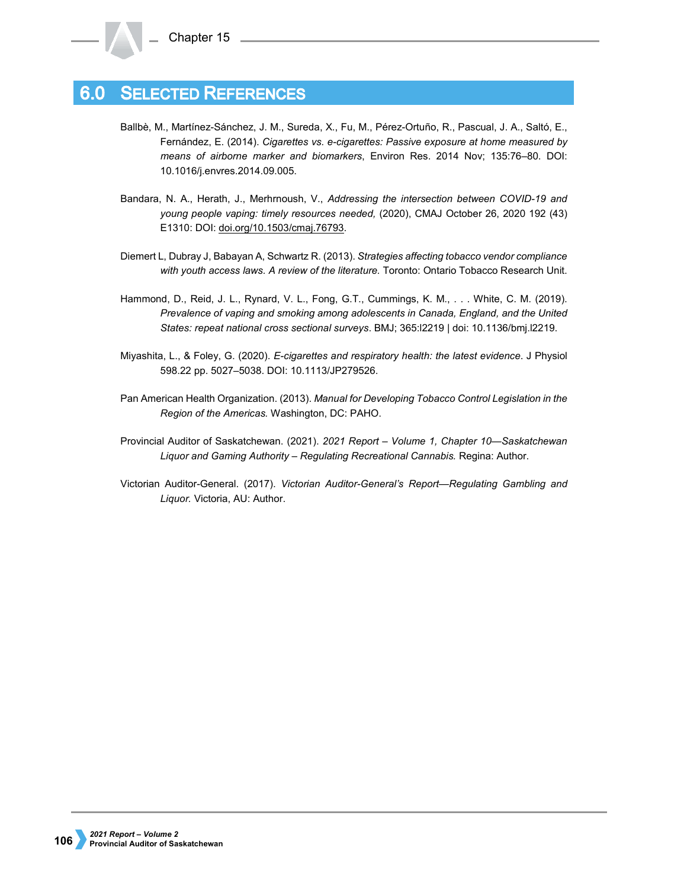## 6.0 Selected References

Ballbè, M., Martínez-Sánchez, J. M., Sureda, X., Fu, M., Pérez-Ortuño, R., Pascual, J. A., Saltó, E., Fernández, E. (2014). *Cigarettes vs. e-cigarettes: Passive exposure at home measured by means of airborne marker and biomarkers*, Environ Res. 2014 Nov; 135:76–80. DOI: 10.1016/j.envres.2014.09.005.

Bandara, N. A., Herath, J., Merhrnoush, V., *Addressing the intersection between COVID-19 and young people vaping: timely resources needed,* (2020), CMAJ October 26, 2020 192 (43) E1310: DOI: doi.org/10.1503/cmaj.76793.

Diemert L, Dubray J, Babayan A, Schwartz R. (2013). *Strategies affecting tobacco vendor compliance with youth access laws. A review of the literature.* Toronto: Ontario Tobacco Research Unit.

Hammond, D., Reid, J. L., Rynard, V. L., Fong, G.T., Cummings, K. M., . . . White, C. M. (2019). *Prevalence of vaping and smoking among adolescents in Canada, England, and the United States: repeat national cross sectional surveys*. BMJ; 365:l2219 | doi: 10.1136/bmj.l2219.

Miyashita, L., & Foley, G. (2020). *E-cigarettes and respiratory health: the latest evidence*. J Physiol 598.22 pp. 5027–5038. DOI: 10.1113/JP279526.

Pan American Health Organization. (2013). *Manual for Developing Tobacco Control Legislation in the Region of the Americas.* Washington, DC: PAHO.

Provincial Auditor of Saskatchewan. (2021). *2021 Report – Volume 1, Chapter 10—Saskatchewan Liquor and Gaming Authority – Regulating Recreational Cannabis.* Regina: Author.

Victorian Auditor-General. (2017). *Victorian Auditor-General's Report—Regulating Gambling and Liquor.* Victoria, AU: Author.